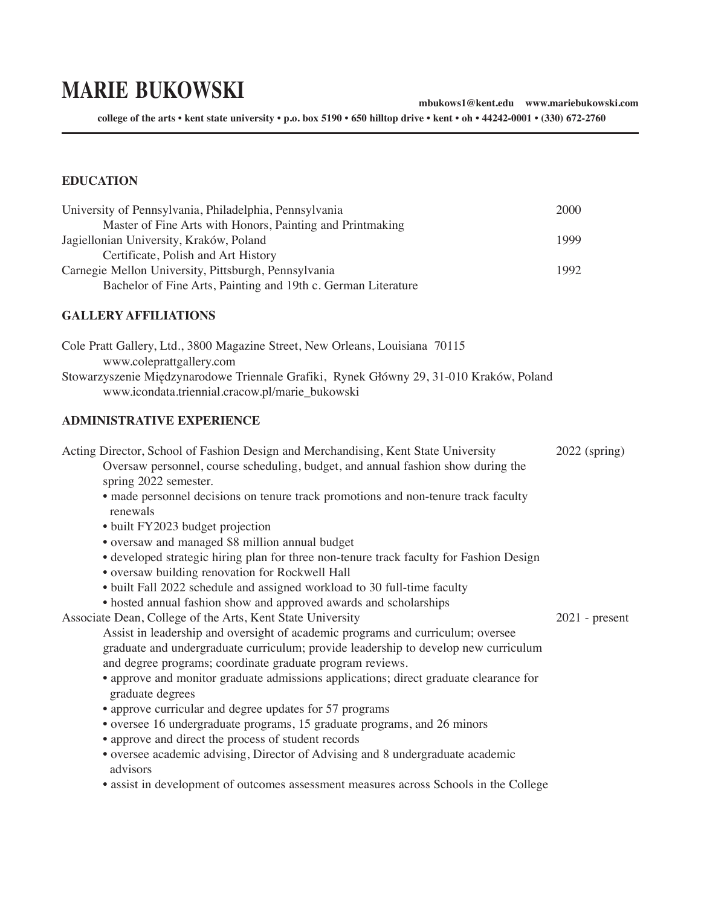# MARIE BUKOWSKI

**mbukows1@kent.edu www.mariebukowski.com**

**college of the arts • kent state university • p.o. box 5190 • 650 hilltop drive • kent • oh • 44242-0001 • (330) 672-2760**

## EDUCATION

University of Pennsylvania, Philadelphia, Pennsylvania — 2000
Master of Fine Arts with Honors, Painting and Printmaking

Jagiellonian University, Kraków, Poland — 1999
Certificate, Polish and Art History

Carnegie Mellon University, Pittsburgh, Pennsylvania — 1992
Bachelor of Fine Arts, Painting and 19th c. German Literature

## GALLERY AFFILIATIONS

Cole Pratt Gallery, Ltd., 3800 Magazine Street, New Orleans, Louisiana 70115
www.coleprattgallery.com

Stowarzyszenie Międzynarodowe Triennale Grafiki, Rynek Główny 29, 31-010 Kraków, Poland
www.icondata.triennial.cracow.pl/marie_bukowski

## ADMINISTRATIVE EXPERIENCE

Acting Director, School of Fashion Design and Merchandising, Kent State University — 2022 (spring)

Oversaw personnel, course scheduling, budget, and annual fashion show during the spring 2022 semester.

- made personnel decisions on tenure track promotions and non-tenure track faculty renewals
- built FY2023 budget projection
- oversaw and managed $8 million annual budget
- developed strategic hiring plan for three non-tenure track faculty for Fashion Design
- oversaw building renovation for Rockwell Hall
- built Fall 2022 schedule and assigned workload to 30 full-time faculty
- hosted annual fashion show and approved awards and scholarships

Associate Dean, College of the Arts, Kent State University — 2021 - present

Assist in leadership and oversight of academic programs and curriculum; oversee graduate and undergraduate curriculum; provide leadership to develop new curriculum and degree programs; coordinate graduate program reviews.

- approve and monitor graduate admissions applications; direct graduate clearance for graduate degrees
- approve curricular and degree updates for 57 programs
- oversee 16 undergraduate programs, 15 graduate programs, and 26 minors
- approve and direct the process of student records
- oversee academic advising, Director of Advising and 8 undergraduate academic advisors
- assist in development of outcomes assessment measures across Schools in the College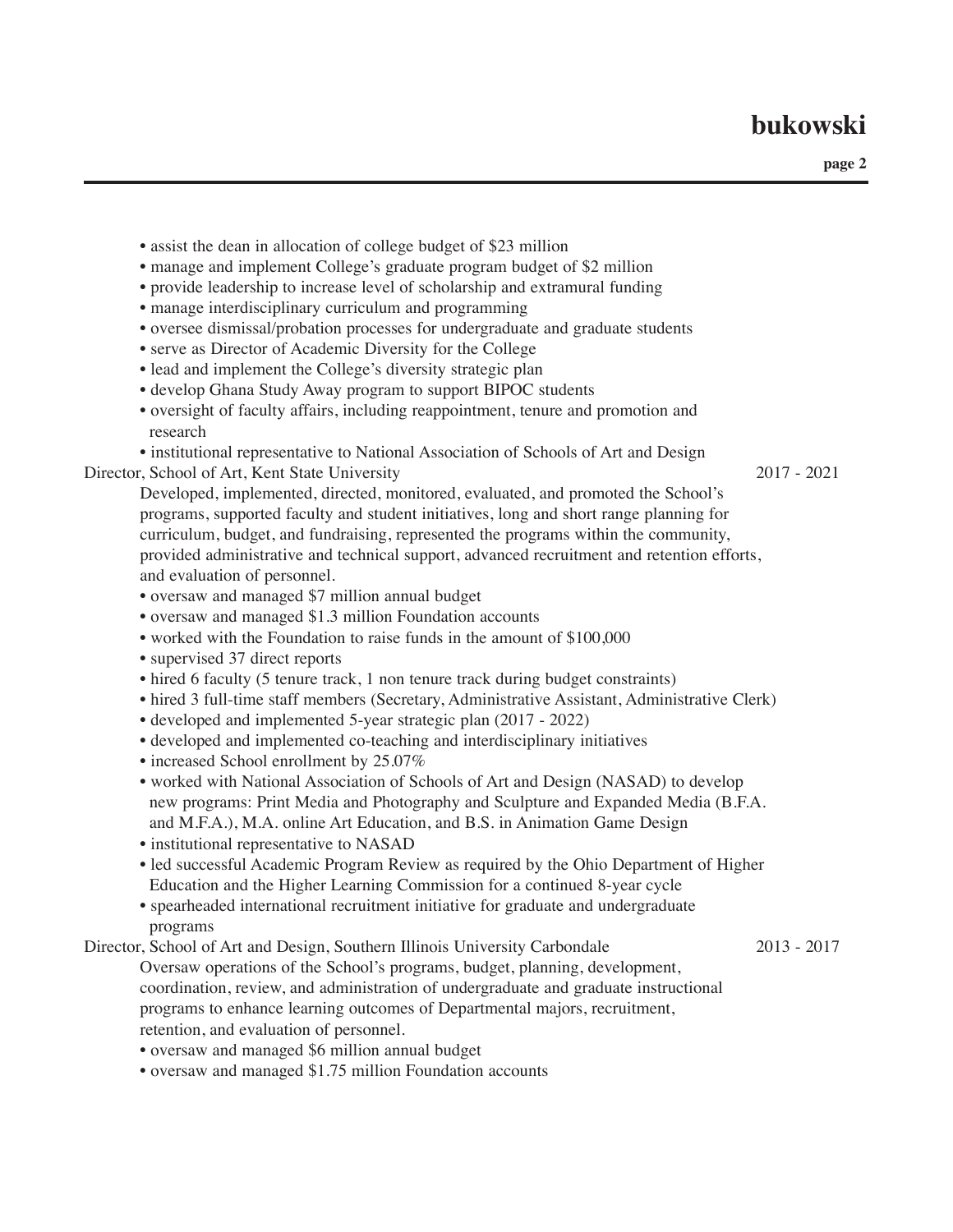- assist the dean in allocation of college budget of $23 million
- manage and implement College's graduate program budget of $2 million
- provide leadership to increase level of scholarship and extramural funding
- manage interdisciplinary curriculum and programming
- oversee dismissal/probation processes for undergraduate and graduate students
- serve as Director of Academic Diversity for the College
- lead and implement the College's diversity strategic plan
- develop Ghana Study Away program to support BIPOC students
- oversight of faculty affairs, including reappointment, tenure and promotion and research
- institutional representative to National Association of Schools of Art and Design

Director, School of Art, Kent State University 2017 - 2021

Developed, implemented, directed, monitored, evaluated, and promoted the School's programs, supported faculty and student initiatives, long and short range planning for curriculum, budget, and fundraising, represented the programs within the community, provided administrative and technical support, advanced recruitment and retention efforts, and evaluation of personnel.

- oversaw and managed $7 million annual budget
- oversaw and managed $1.3 million Foundation accounts
- worked with the Foundation to raise funds in the amount of $100,000
- supervised 37 direct reports
- hired 6 faculty (5 tenure track, 1 non tenure track during budget constraints)
- hired 3 full-time staff members (Secretary, Administrative Assistant, Administrative Clerk)
- developed and implemented 5-year strategic plan (2017 - 2022)
- developed and implemented co-teaching and interdisciplinary initiatives
- increased School enrollment by 25.07%
- worked with National Association of Schools of Art and Design (NASAD) to develop new programs: Print Media and Photography and Sculpture and Expanded Media (B.F.A. and M.F.A.), M.A. online Art Education, and B.S. in Animation Game Design
- institutional representative to NASAD
- led successful Academic Program Review as required by the Ohio Department of Higher Education and the Higher Learning Commission for a continued 8-year cycle
- spearheaded international recruitment initiative for graduate and undergraduate programs

Director, School of Art and Design, Southern Illinois University Carbondale 2013 - 2017

Oversaw operations of the School's programs, budget, planning, development, coordination, review, and administration of undergraduate and graduate instructional programs to enhance learning outcomes of Departmental majors, recruitment, retention, and evaluation of personnel.

- oversaw and managed $6 million annual budget
- oversaw and managed $1.75 million Foundation accounts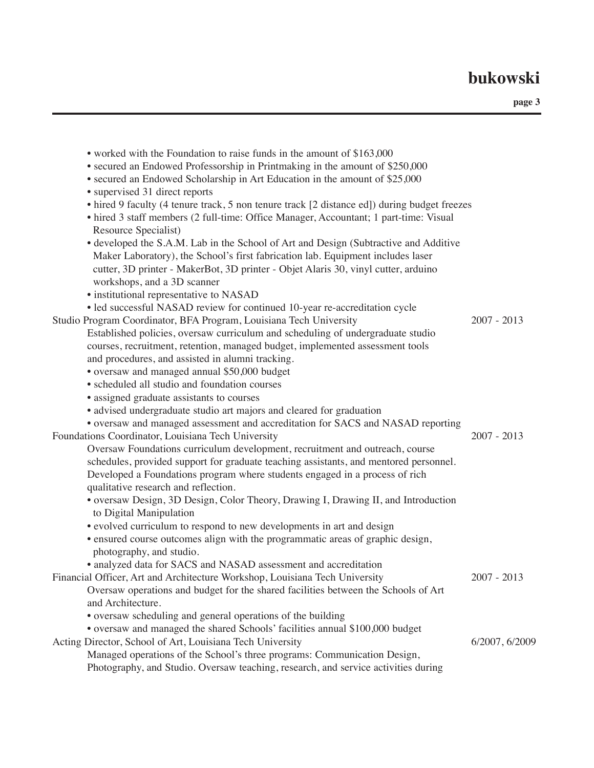- worked with the Foundation to raise funds in the amount of $163,000
- secured an Endowed Professorship in Printmaking in the amount of $250,000
- secured an Endowed Scholarship in Art Education in the amount of $25,000
- supervised 31 direct reports
- hired 9 faculty (4 tenure track, 5 non tenure track [2 distance ed]) during budget freezes
- hired 3 staff members (2 full-time: Office Manager, Accountant; 1 part-time: Visual Resource Specialist)
- developed the S.A.M. Lab in the School of Art and Design (Subtractive and Additive Maker Laboratory), the School's first fabrication lab. Equipment includes laser cutter, 3D printer - MakerBot, 3D printer - Objet Alaris 30, vinyl cutter, arduino workshops, and a 3D scanner
- institutional representative to NASAD
- led successful NASAD review for continued 10-year re-accreditation cycle

Studio Program Coordinator, BFA Program, Louisiana Tech University — 2007 - 2013

Established policies, oversaw curriculum and scheduling of undergraduate studio courses, recruitment, retention, managed budget, implemented assessment tools and procedures, and assisted in alumni tracking.

- oversaw and managed annual $50,000 budget
- scheduled all studio and foundation courses
- assigned graduate assistants to courses
- advised undergraduate studio art majors and cleared for graduation
- oversaw and managed assessment and accreditation for SACS and NASAD reporting

Foundations Coordinator, Louisiana Tech University — 2007 - 2013

Oversaw Foundations curriculum development, recruitment and outreach, course schedules, provided support for graduate teaching assistants, and mentored personnel. Developed a Foundations program where students engaged in a process of rich qualitative research and reflection.

- oversaw Design, 3D Design, Color Theory, Drawing I, Drawing II, and Introduction to Digital Manipulation
- evolved curriculum to respond to new developments in art and design
- ensured course outcomes align with the programmatic areas of graphic design, photography, and studio.
- analyzed data for SACS and NASAD assessment and accreditation

Financial Officer, Art and Architecture Workshop, Louisiana Tech University — 2007 - 2013

Oversaw operations and budget for the shared facilities between the Schools of Art and Architecture.

- oversaw scheduling and general operations of the building
- oversaw and managed the shared Schools' facilities annual $100,000 budget

Acting Director, School of Art, Louisiana Tech University — 6/2007, 6/2009

Managed operations of the School's three programs: Communication Design, Photography, and Studio. Oversaw teaching, research, and service activities during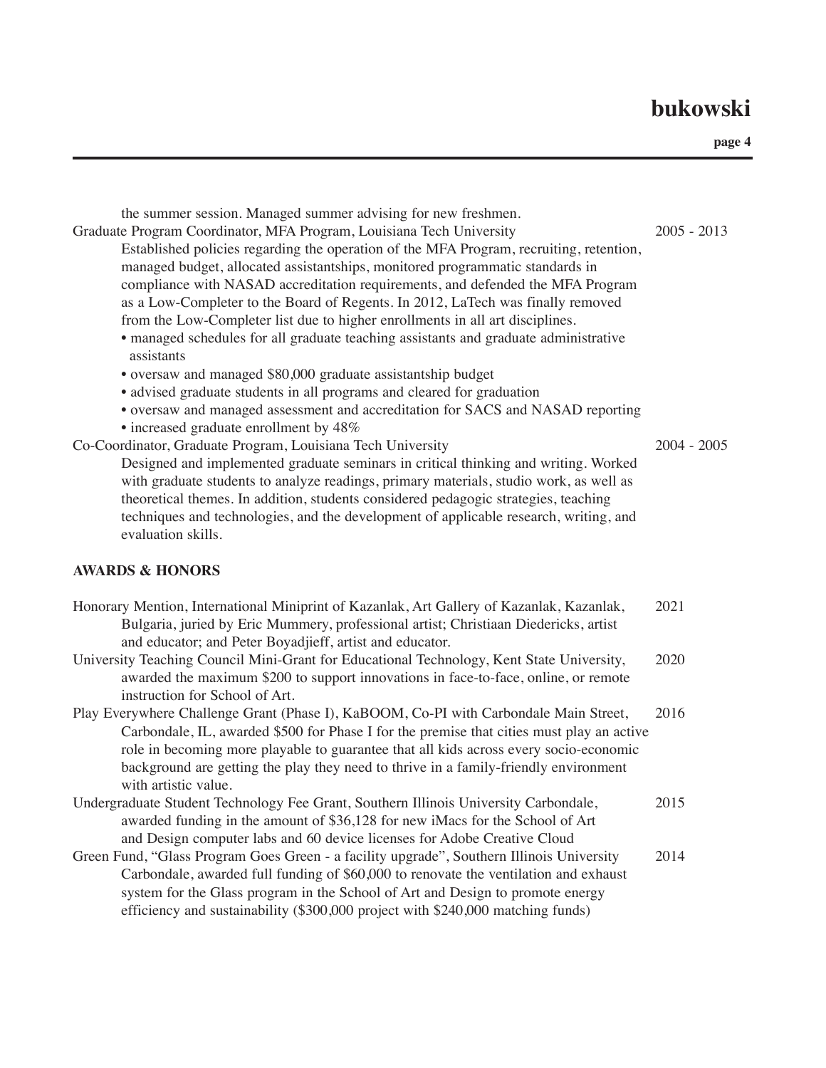the summer session. Managed summer advising for new freshmen.

Graduate Program Coordinator, MFA Program, Louisiana Tech University — 2005 - 2013

Established policies regarding the operation of the MFA Program, recruiting, retention, managed budget, allocated assistantships, monitored programmatic standards in compliance with NASAD accreditation requirements, and defended the MFA Program as a Low-Completer to the Board of Regents. In 2012, LaTech was finally removed from the Low-Completer list due to higher enrollments in all art disciplines.

- managed schedules for all graduate teaching assistants and graduate administrative assistants
- oversaw and managed $80,000 graduate assistantship budget
- advised graduate students in all programs and cleared for graduation
- oversaw and managed assessment and accreditation for SACS and NASAD reporting
- increased graduate enrollment by 48%

Co-Coordinator, Graduate Program, Louisiana Tech University — 2004 - 2005

Designed and implemented graduate seminars in critical thinking and writing. Worked with graduate students to analyze readings, primary materials, studio work, as well as theoretical themes. In addition, students considered pedagogic strategies, teaching techniques and technologies, and the development of applicable research, writing, and evaluation skills.

## AWARDS & HONORS

Honorary Mention, International Miniprint of Kazanlak, Art Gallery of Kazanlak, Kazanlak, Bulgaria, juried by Eric Mummery, professional artist; Christiaan Diedericks, artist and educator; and Peter Boyadjieff, artist and educator. — 2021

University Teaching Council Mini-Grant for Educational Technology, Kent State University, awarded the maximum $200 to support innovations in face-to-face, online, or remote instruction for School of Art. — 2020

Play Everywhere Challenge Grant (Phase I), KaBOOM, Co-PI with Carbondale Main Street, Carbondale, IL, awarded $500 for Phase I for the premise that cities must play an active role in becoming more playable to guarantee that all kids across every socio-economic background are getting the play they need to thrive in a family-friendly environment with artistic value. — 2016

Undergraduate Student Technology Fee Grant, Southern Illinois University Carbondale, awarded funding in the amount of $36,128 for new iMacs for the School of Art and Design computer labs and 60 device licenses for Adobe Creative Cloud — 2015

Green Fund, "Glass Program Goes Green - a facility upgrade", Southern Illinois University Carbondale, awarded full funding of $60,000 to renovate the ventilation and exhaust system for the Glass program in the School of Art and Design to promote energy efficiency and sustainability ($300,000 project with $240,000 matching funds) — 2014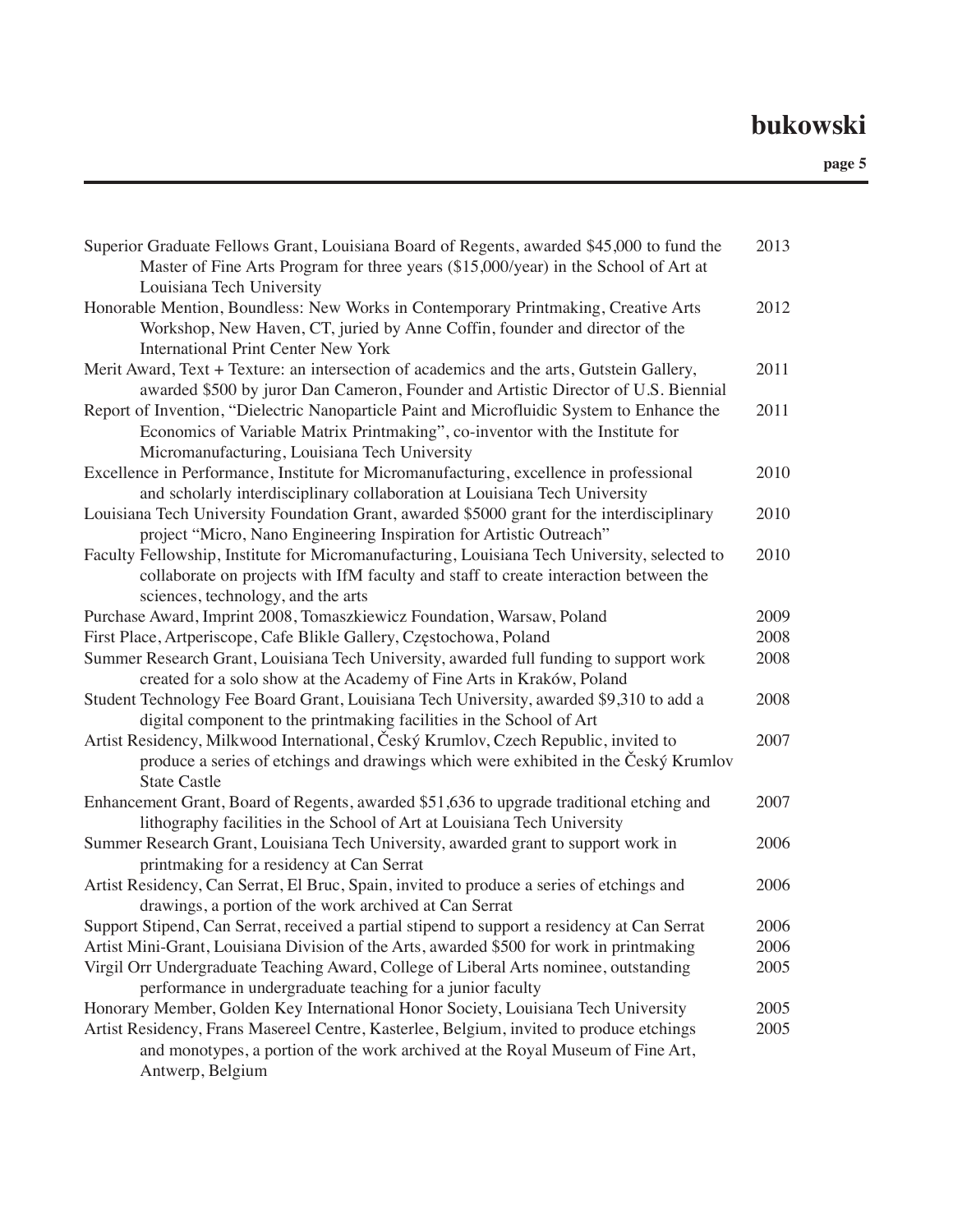| | |
|---|---|
| Superior Graduate Fellows Grant, Louisiana Board of Regents, awarded $45,000 to fund the Master of Fine Arts Program for three years ($15,000/year) in the School of Art at Louisiana Tech University | 2013 |
| Honorable Mention, Boundless: New Works in Contemporary Printmaking, Creative Arts Workshop, New Haven, CT, juried by Anne Coffin, founder and director of the International Print Center New York | 2012 |
| Merit Award, Text + Texture: an intersection of academics and the arts, Gutstein Gallery, awarded $500 by juror Dan Cameron, Founder and Artistic Director of U.S. Biennial | 2011 |
| Report of Invention, "Dielectric Nanoparticle Paint and Microfluidic System to Enhance the Economics of Variable Matrix Printmaking", co-inventor with the Institute for Micromanufacturing, Louisiana Tech University | 2011 |
| Excellence in Performance, Institute for Micromanufacturing, excellence in professional and scholarly interdisciplinary collaboration at Louisiana Tech University | 2010 |
| Louisiana Tech University Foundation Grant, awarded $5000 grant for the interdisciplinary project "Micro, Nano Engineering Inspiration for Artistic Outreach" | 2010 |
| Faculty Fellowship, Institute for Micromanufacturing, Louisiana Tech University, selected to collaborate on projects with IfM faculty and staff to create interaction between the sciences, technology, and the arts | 2010 |
| Purchase Award, Imprint 2008, Tomaszkiewicz Foundation, Warsaw, Poland | 2009 |
| First Place, Artperiscope, Cafe Blikle Gallery, Częstochowa, Poland | 2008 |
| Summer Research Grant, Louisiana Tech University, awarded full funding to support work created for a solo show at the Academy of Fine Arts in Kraków, Poland | 2008 |
| Student Technology Fee Board Grant, Louisiana Tech University, awarded $9,310 to add a digital component to the printmaking facilities in the School of Art | 2008 |
| Artist Residency, Milkwood International, Český Krumlov, Czech Republic, invited to produce a series of etchings and drawings which were exhibited in the Český Krumlov State Castle | 2007 |
| Enhancement Grant, Board of Regents, awarded $51,636 to upgrade traditional etching and lithography facilities in the School of Art at Louisiana Tech University | 2007 |
| Summer Research Grant, Louisiana Tech University, awarded grant to support work in printmaking for a residency at Can Serrat | 2006 |
| Artist Residency, Can Serrat, El Bruc, Spain, invited to produce a series of etchings and drawings, a portion of the work archived at Can Serrat | 2006 |
| Support Stipend, Can Serrat, received a partial stipend to support a residency at Can Serrat | 2006 |
| Artist Mini-Grant, Louisiana Division of the Arts, awarded $500 for work in printmaking | 2006 |
| Virgil Orr Undergraduate Teaching Award, College of Liberal Arts nominee, outstanding performance in undergraduate teaching for a junior faculty | 2005 |
| Honorary Member, Golden Key International Honor Society, Louisiana Tech University | 2005 |
| Artist Residency, Frans Masereel Centre, Kasterlee, Belgium, invited to produce etchings and monotypes, a portion of the work archived at the Royal Museum of Fine Art, Antwerp, Belgium | 2005 |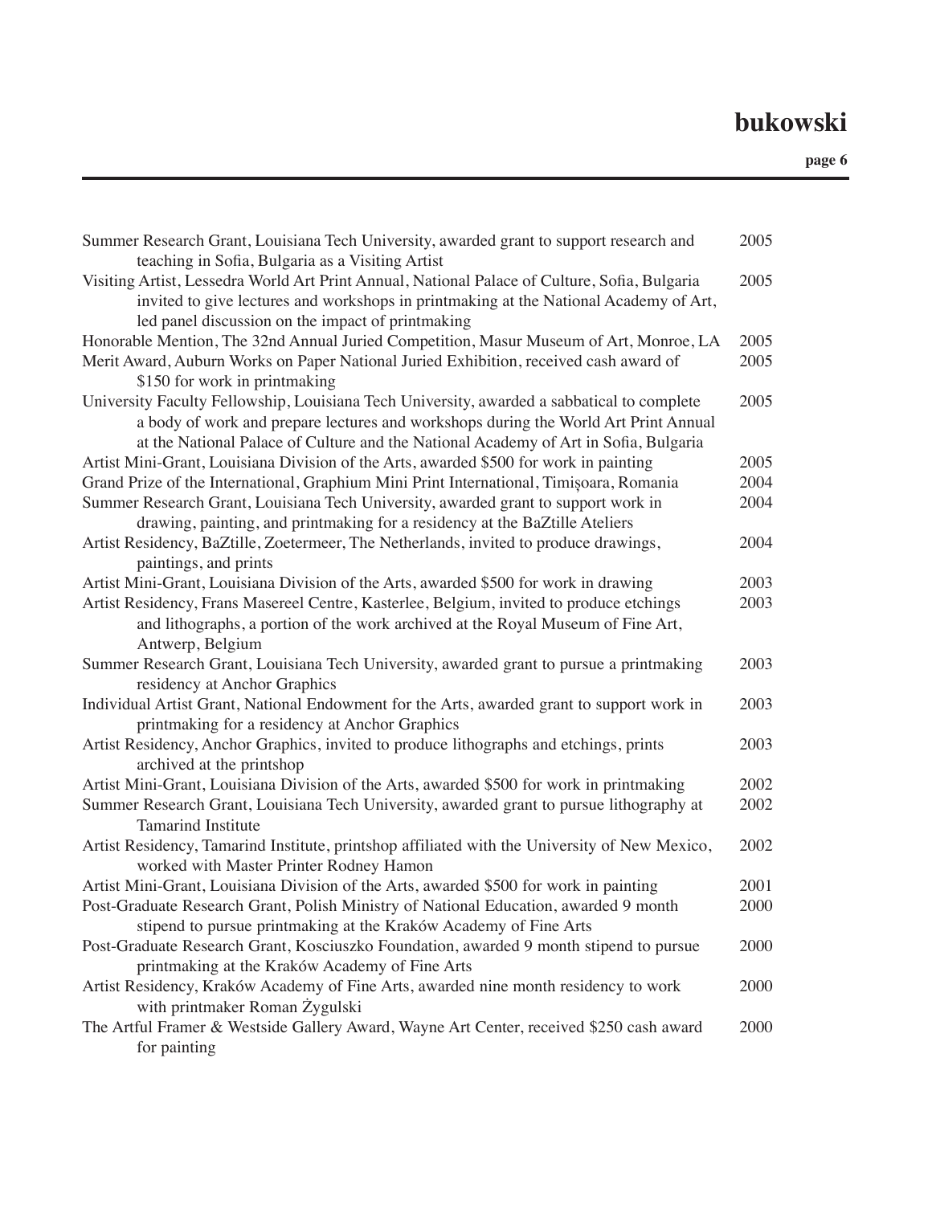| | |
|---|---|
| Summer Research Grant, Louisiana Tech University, awarded grant to support research and teaching in Sofia, Bulgaria as a Visiting Artist | 2005 |
| Visiting Artist, Lessedra World Art Print Annual, National Palace of Culture, Sofia, Bulgaria invited to give lectures and workshops in printmaking at the National Academy of Art, led panel discussion on the impact of printmaking | 2005 |
| Honorable Mention, The 32nd Annual Juried Competition, Masur Museum of Art, Monroe, LA | 2005 |
| Merit Award, Auburn Works on Paper National Juried Exhibition, received cash award of $150 for work in printmaking | 2005 |
| University Faculty Fellowship, Louisiana Tech University, awarded a sabbatical to complete a body of work and prepare lectures and workshops during the World Art Print Annual at the National Palace of Culture and the National Academy of Art in Sofia, Bulgaria | 2005 |
| Artist Mini-Grant, Louisiana Division of the Arts, awarded $500 for work in painting | 2005 |
| Grand Prize of the International, Graphium Mini Print International, Timișoara, Romania | 2004 |
| Summer Research Grant, Louisiana Tech University, awarded grant to support work in drawing, painting, and printmaking for a residency at the BaZtille Ateliers | 2004 |
| Artist Residency, BaZtille, Zoetermeer, The Netherlands, invited to produce drawings, paintings, and prints | 2004 |
| Artist Mini-Grant, Louisiana Division of the Arts, awarded $500 for work in drawing | 2003 |
| Artist Residency, Frans Masereel Centre, Kasterlee, Belgium, invited to produce etchings and lithographs, a portion of the work archived at the Royal Museum of Fine Art, Antwerp, Belgium | 2003 |
| Summer Research Grant, Louisiana Tech University, awarded grant to pursue a printmaking residency at Anchor Graphics | 2003 |
| Individual Artist Grant, National Endowment for the Arts, awarded grant to support work in printmaking for a residency at Anchor Graphics | 2003 |
| Artist Residency, Anchor Graphics, invited to produce lithographs and etchings, prints archived at the printshop | 2003 |
| Artist Mini-Grant, Louisiana Division of the Arts, awarded $500 for work in printmaking | 2002 |
| Summer Research Grant, Louisiana Tech University, awarded grant to pursue lithography at Tamarind Institute | 2002 |
| Artist Residency, Tamarind Institute, printshop affiliated with the University of New Mexico, worked with Master Printer Rodney Hamon | 2002 |
| Artist Mini-Grant, Louisiana Division of the Arts, awarded $500 for work in painting | 2001 |
| Post-Graduate Research Grant, Polish Ministry of National Education, awarded 9 month stipend to pursue printmaking at the Kraków Academy of Fine Arts | 2000 |
| Post-Graduate Research Grant, Kosciuszko Foundation, awarded 9 month stipend to pursue printmaking at the Kraków Academy of Fine Arts | 2000 |
| Artist Residency, Kraków Academy of Fine Arts, awarded nine month residency to work with printmaker Roman Żygulski | 2000 |
| The Artful Framer & Westside Gallery Award, Wayne Art Center, received $250 cash award for painting | 2000 |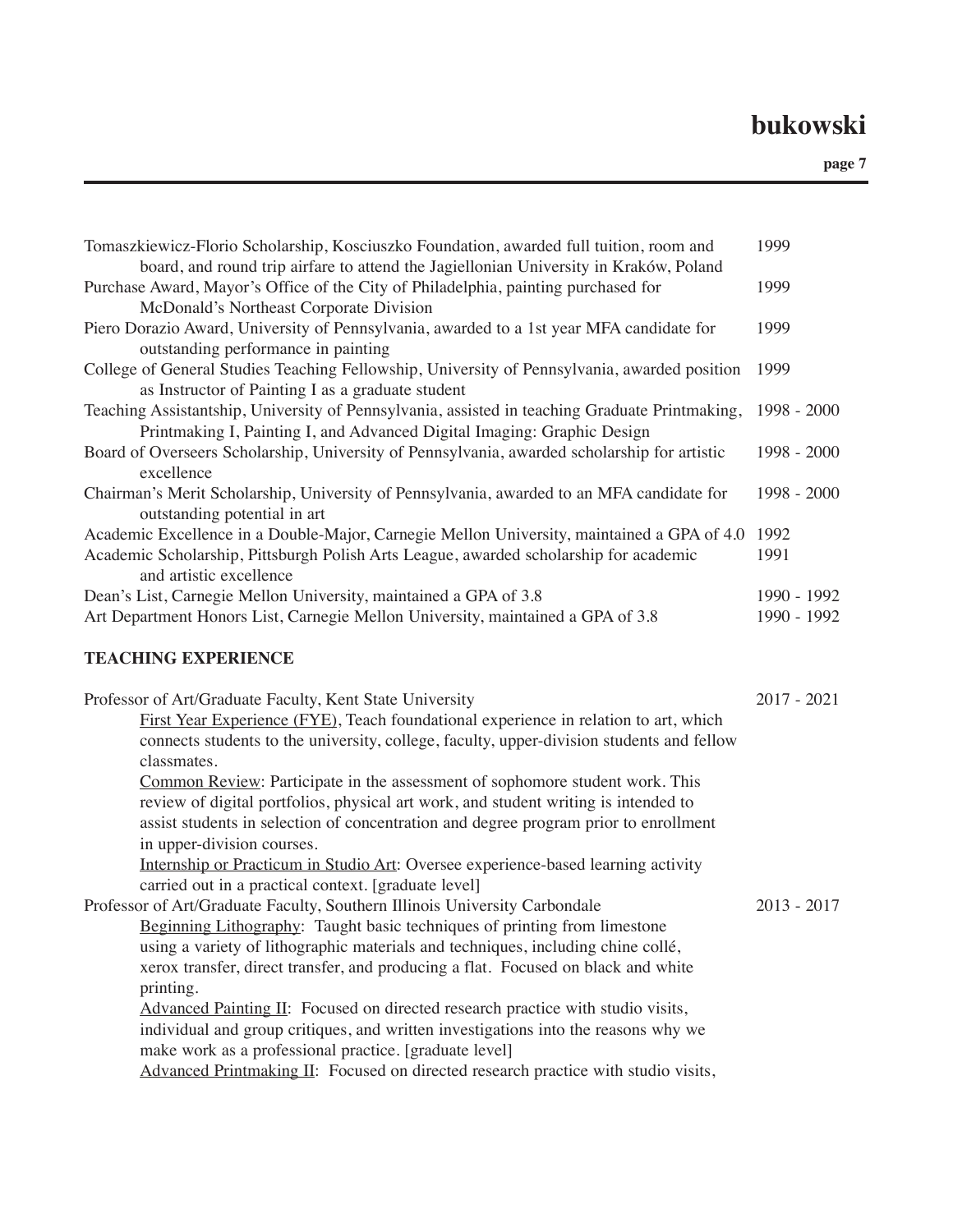Tomaszkiewicz-Florio Scholarship, Kosciuszko Foundation, awarded full tuition, room and board, and round trip airfare to attend the Jagiellonian University in Kraków, Poland — 1999

Purchase Award, Mayor's Office of the City of Philadelphia, painting purchased for McDonald's Northeast Corporate Division — 1999

Piero Dorazio Award, University of Pennsylvania, awarded to a 1st year MFA candidate for outstanding performance in painting — 1999

College of General Studies Teaching Fellowship, University of Pennsylvania, awarded position as Instructor of Painting I as a graduate student — 1999

Teaching Assistantship, University of Pennsylvania, assisted in teaching Graduate Printmaking, Printmaking I, Painting I, and Advanced Digital Imaging: Graphic Design — 1998 - 2000

Board of Overseers Scholarship, University of Pennsylvania, awarded scholarship for artistic excellence — 1998 - 2000

Chairman's Merit Scholarship, University of Pennsylvania, awarded to an MFA candidate for outstanding potential in art — 1998 - 2000

Academic Excellence in a Double-Major, Carnegie Mellon University, maintained a GPA of 4.0 — 1992

Academic Scholarship, Pittsburgh Polish Arts League, awarded scholarship for academic and artistic excellence — 1991

Dean's List, Carnegie Mellon University, maintained a GPA of 3.8 — 1990 - 1992

Art Department Honors List, Carnegie Mellon University, maintained a GPA of 3.8 — 1990 - 1992

**TEACHING EXPERIENCE**

Professor of Art/Graduate Faculty, Kent State University — 2017 - 2021

<u>First Year Experience (FYE)</u>, Teach foundational experience in relation to art, which connects students to the university, college, faculty, upper-division students and fellow classmates.

<u>Common Review</u>: Participate in the assessment of sophomore student work. This review of digital portfolios, physical art work, and student writing is intended to assist students in selection of concentration and degree program prior to enrollment in upper-division courses.

<u>Internship or Practicum in Studio Art</u>: Oversee experience-based learning activity carried out in a practical context. [graduate level]

Professor of Art/Graduate Faculty, Southern Illinois University Carbondale — 2013 - 2017

<u>Beginning Lithography</u>: Taught basic techniques of printing from limestone using a variety of lithographic materials and techniques, including chine collé, xerox transfer, direct transfer, and producing a flat. Focused on black and white printing.

<u>Advanced Painting II</u>: Focused on directed research practice with studio visits, individual and group critiques, and written investigations into the reasons why we make work as a professional practice. [graduate level]

<u>Advanced Printmaking II</u>: Focused on directed research practice with studio visits,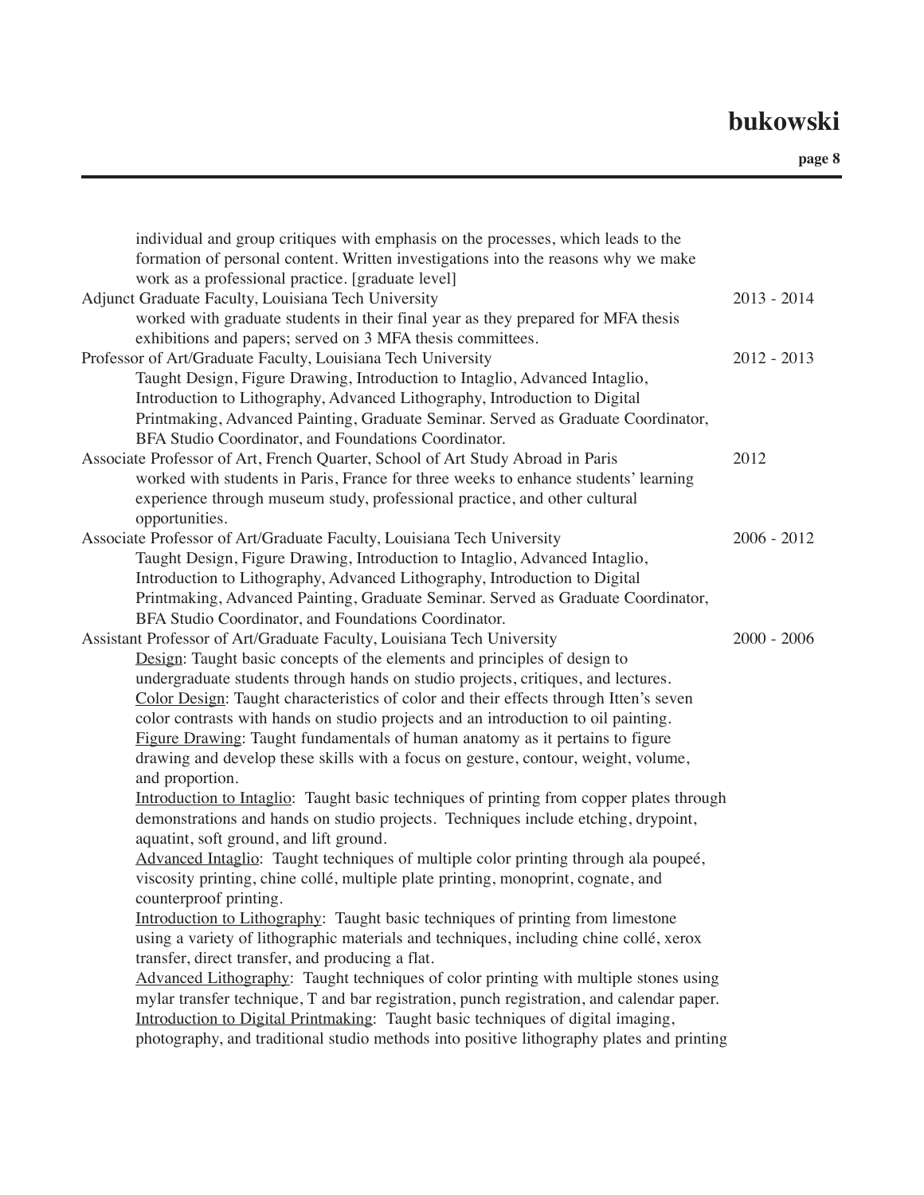individual and group critiques with emphasis on the processes, which leads to the formation of personal content. Written investigations into the reasons why we make work as a professional practice. [graduate level]

Adjunct Graduate Faculty, Louisiana Tech University — 2013 - 2014

worked with graduate students in their final year as they prepared for MFA thesis exhibitions and papers; served on 3 MFA thesis committees.

Professor of Art/Graduate Faculty, Louisiana Tech University — 2012 - 2013

Taught Design, Figure Drawing, Introduction to Intaglio, Advanced Intaglio, Introduction to Lithography, Advanced Lithography, Introduction to Digital Printmaking, Advanced Painting, Graduate Seminar. Served as Graduate Coordinator, BFA Studio Coordinator, and Foundations Coordinator.

Associate Professor of Art, French Quarter, School of Art Study Abroad in Paris — 2012

worked with students in Paris, France for three weeks to enhance students' learning experience through museum study, professional practice, and other cultural opportunities.

Associate Professor of Art/Graduate Faculty, Louisiana Tech University — 2006 - 2012

Taught Design, Figure Drawing, Introduction to Intaglio, Advanced Intaglio, Introduction to Lithography, Advanced Lithography, Introduction to Digital Printmaking, Advanced Painting, Graduate Seminar. Served as Graduate Coordinator, BFA Studio Coordinator, and Foundations Coordinator.

Assistant Professor of Art/Graduate Faculty, Louisiana Tech University — 2000 - 2006

<u>Design</u>: Taught basic concepts of the elements and principles of design to undergraduate students through hands on studio projects, critiques, and lectures.

<u>Color Design</u>: Taught characteristics of color and their effects through Itten's seven color contrasts with hands on studio projects and an introduction to oil painting.

<u>Figure Drawing</u>: Taught fundamentals of human anatomy as it pertains to figure drawing and develop these skills with a focus on gesture, contour, weight, volume, and proportion.

<u>Introduction to Intaglio</u>: Taught basic techniques of printing from copper plates through demonstrations and hands on studio projects. Techniques include etching, drypoint, aquatint, soft ground, and lift ground.

<u>Advanced Intaglio</u>: Taught techniques of multiple color printing through ala poupeé, viscosity printing, chine collé, multiple plate printing, monoprint, cognate, and counterproof printing.

<u>Introduction to Lithography</u>: Taught basic techniques of printing from limestone using a variety of lithographic materials and techniques, including chine collé, xerox transfer, direct transfer, and producing a flat.

<u>Advanced Lithography</u>: Taught techniques of color printing with multiple stones using mylar transfer technique, T and bar registration, punch registration, and calendar paper.

<u>Introduction to Digital Printmaking</u>: Taught basic techniques of digital imaging, photography, and traditional studio methods into positive lithography plates and printing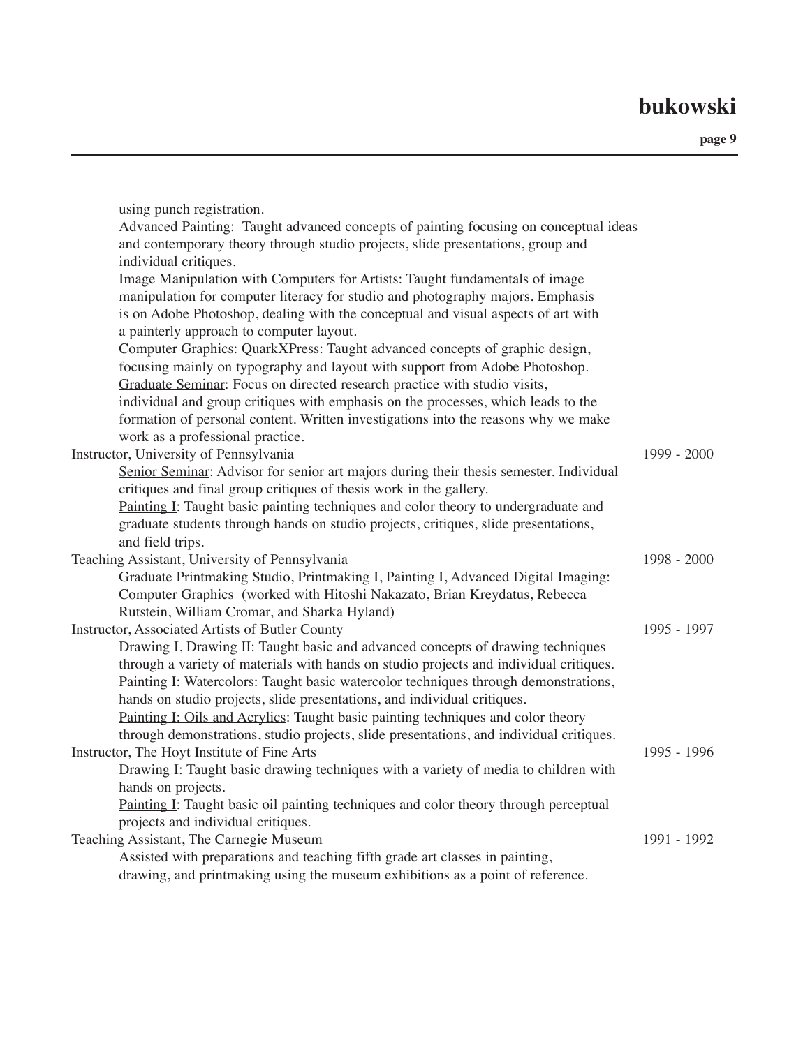using punch registration.

<u>Advanced Painting</u>: Taught advanced concepts of painting focusing on conceptual ideas and contemporary theory through studio projects, slide presentations, group and individual critiques.

<u>Image Manipulation with Computers for Artists</u>: Taught fundamentals of image manipulation for computer literacy for studio and photography majors. Emphasis is on Adobe Photoshop, dealing with the conceptual and visual aspects of art with a painterly approach to computer layout.

<u>Computer Graphics: QuarkXPress</u>: Taught advanced concepts of graphic design, focusing mainly on typography and layout with support from Adobe Photoshop.

<u>Graduate Seminar</u>: Focus on directed research practice with studio visits, individual and group critiques with emphasis on the processes, which leads to the formation of personal content. Written investigations into the reasons why we make work as a professional practice.

Instructor, University of Pennsylvania — 1999 - 2000

<u>Senior Seminar</u>: Advisor for senior art majors during their thesis semester. Individual critiques and final group critiques of thesis work in the gallery.

<u>Painting I</u>: Taught basic painting techniques and color theory to undergraduate and graduate students through hands on studio projects, critiques, slide presentations, and field trips.

Teaching Assistant, University of Pennsylvania — 1998 - 2000

Graduate Printmaking Studio, Printmaking I, Painting I, Advanced Digital Imaging: Computer Graphics (worked with Hitoshi Nakazato, Brian Kreydatus, Rebecca Rutstein, William Cromar, and Sharka Hyland)

Instructor, Associated Artists of Butler County — 1995 - 1997

<u>Drawing I, Drawing II</u>: Taught basic and advanced concepts of drawing techniques through a variety of materials with hands on studio projects and individual critiques.

<u>Painting I: Watercolors</u>: Taught basic watercolor techniques through demonstrations, hands on studio projects, slide presentations, and individual critiques.

<u>Painting I: Oils and Acrylics</u>: Taught basic painting techniques and color theory through demonstrations, studio projects, slide presentations, and individual critiques.

Instructor, The Hoyt Institute of Fine Arts — 1995 - 1996

<u>Drawing I</u>: Taught basic drawing techniques with a variety of media to children with hands on projects.

<u>Painting I</u>: Taught basic oil painting techniques and color theory through perceptual projects and individual critiques.

Teaching Assistant, The Carnegie Museum — 1991 - 1992

Assisted with preparations and teaching fifth grade art classes in painting, drawing, and printmaking using the museum exhibitions as a point of reference.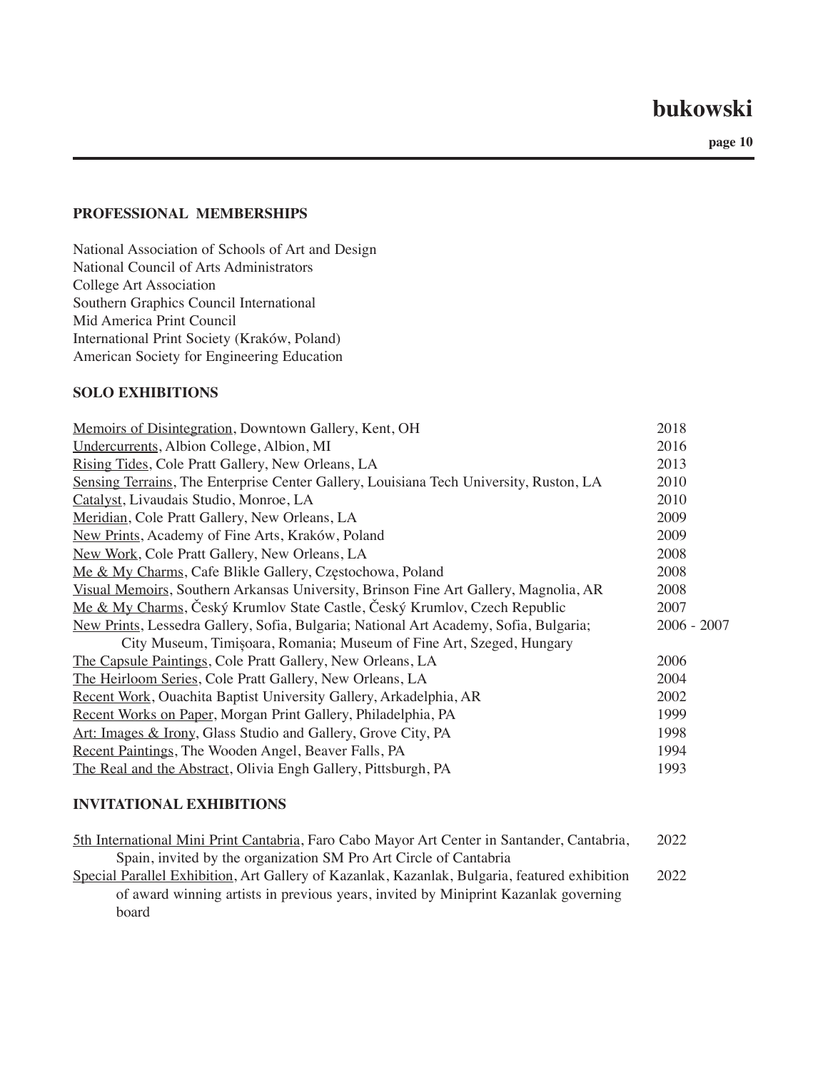## PROFESSIONAL MEMBERSHIPS

National Association of Schools of Art and Design
National Council of Arts Administrators
College Art Association
Southern Graphics Council International
Mid America Print Council
International Print Society (Kraków, Poland)
American Society for Engineering Education

## SOLO EXHIBITIONS

| | |
|---|---|
| <u>Memoirs of Disintegration</u>, Downtown Gallery, Kent, OH | 2018 |
| <u>Undercurrents</u>, Albion College, Albion, MI | 2016 |
| <u>Rising Tides</u>, Cole Pratt Gallery, New Orleans, LA | 2013 |
| <u>Sensing Terrains</u>, The Enterprise Center Gallery, Louisiana Tech University, Ruston, LA | 2010 |
| <u>Catalyst</u>, Livaudais Studio, Monroe, LA | 2010 |
| <u>Meridian</u>, Cole Pratt Gallery, New Orleans, LA | 2009 |
| <u>New Prints</u>, Academy of Fine Arts, Kraków, Poland | 2009 |
| <u>New Work</u>, Cole Pratt Gallery, New Orleans, LA | 2008 |
| <u>Me & My Charms</u>, Cafe Blikle Gallery, Częstochowa, Poland | 2008 |
| <u>Visual Memoirs</u>, Southern Arkansas University, Brinson Fine Art Gallery, Magnolia, AR | 2008 |
| <u>Me & My Charms</u>, Český Krumlov State Castle, Český Krumlov, Czech Republic | 2007 |
| <u>New Prints</u>, Lessedra Gallery, Sofia, Bulgaria; National Art Academy, Sofia, Bulgaria; City Museum, Timișoara, Romania; Museum of Fine Art, Szeged, Hungary | 2006 - 2007 |
| <u>The Capsule Paintings</u>, Cole Pratt Gallery, New Orleans, LA | 2006 |
| <u>The Heirloom Series</u>, Cole Pratt Gallery, New Orleans, LA | 2004 |
| <u>Recent Work</u>, Ouachita Baptist University Gallery, Arkadelphia, AR | 2002 |
| <u>Recent Works on Paper</u>, Morgan Print Gallery, Philadelphia, PA | 1999 |
| <u>Art: Images & Irony</u>, Glass Studio and Gallery, Grove City, PA | 1998 |
| <u>Recent Paintings</u>, The Wooden Angel, Beaver Falls, PA | 1994 |
| <u>The Real and the Abstract</u>, Olivia Engh Gallery, Pittsburgh, PA | 1993 |

## INVITATIONAL EXHIBITIONS

| | |
|---|---|
| <u>5th International Mini Print Cantabria</u>, Faro Cabo Mayor Art Center in Santander, Cantabria, Spain, invited by the organization SM Pro Art Circle of Cantabria | 2022 |
| <u>Special Parallel Exhibition</u>, Art Gallery of Kazanlak, Kazanlak, Bulgaria, featured exhibition of award winning artists in previous years, invited by Miniprint Kazanlak governing board | 2022 |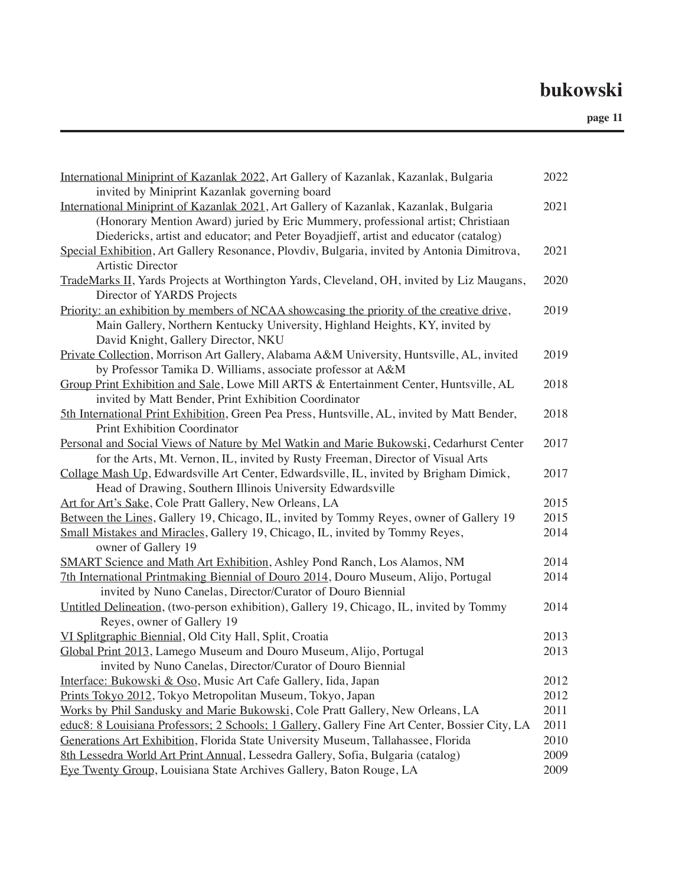International Miniprint of Kazanlak 2022, Art Gallery of Kazanlak, Kazanlak, Bulgaria invited by Miniprint Kazanlak governing board — 2022

International Miniprint of Kazanlak 2021, Art Gallery of Kazanlak, Kazanlak, Bulgaria (Honorary Mention Award) juried by Eric Mummery, professional artist; Christiaan Diedericks, artist and educator; and Peter Boyadjieff, artist and educator (catalog) — 2021

Special Exhibition, Art Gallery Resonance, Plovdiv, Bulgaria, invited by Antonia Dimitrova, Artistic Director — 2021

TradeMarks II, Yards Projects at Worthington Yards, Cleveland, OH, invited by Liz Maugans, Director of YARDS Projects — 2020

Priority: an exhibition by members of NCAA showcasing the priority of the creative drive, Main Gallery, Northern Kentucky University, Highland Heights, KY, invited by David Knight, Gallery Director, NKU — 2019

Private Collection, Morrison Art Gallery, Alabama A&M University, Huntsville, AL, invited by Professor Tamika D. Williams, associate professor at A&M — 2019

Group Print Exhibition and Sale, Lowe Mill ARTS & Entertainment Center, Huntsville, AL invited by Matt Bender, Print Exhibition Coordinator — 2018

5th International Print Exhibition, Green Pea Press, Huntsville, AL, invited by Matt Bender, Print Exhibition Coordinator — 2018

Personal and Social Views of Nature by Mel Watkin and Marie Bukowski, Cedarhurst Center for the Arts, Mt. Vernon, IL, invited by Rusty Freeman, Director of Visual Arts — 2017

Collage Mash Up, Edwardsville Art Center, Edwardsville, IL, invited by Brigham Dimick, Head of Drawing, Southern Illinois University Edwardsville — 2017

Art for Art's Sake, Cole Pratt Gallery, New Orleans, LA — 2015

Between the Lines, Gallery 19, Chicago, IL, invited by Tommy Reyes, owner of Gallery 19 — 2015

Small Mistakes and Miracles, Gallery 19, Chicago, IL, invited by Tommy Reyes, owner of Gallery 19 — 2014

SMART Science and Math Art Exhibition, Ashley Pond Ranch, Los Alamos, NM — 2014

7th International Printmaking Biennial of Douro 2014, Douro Museum, Alijo, Portugal invited by Nuno Canelas, Director/Curator of Douro Biennial — 2014

Untitled Delineation, (two-person exhibition), Gallery 19, Chicago, IL, invited by Tommy Reyes, owner of Gallery 19 — 2014

VI Splitgraphic Biennial, Old City Hall, Split, Croatia — 2013

Global Print 2013, Lamego Museum and Douro Museum, Alijo, Portugal invited by Nuno Canelas, Director/Curator of Douro Biennial — 2013

Interface: Bukowski & Oso, Music Art Cafe Gallery, Iida, Japan — 2012

Prints Tokyo 2012, Tokyo Metropolitan Museum, Tokyo, Japan — 2012

Works by Phil Sandusky and Marie Bukowski, Cole Pratt Gallery, New Orleans, LA — 2011

educ8: 8 Louisiana Professors; 2 Schools; 1 Gallery, Gallery Fine Art Center, Bossier City, LA — 2011

Generations Art Exhibition, Florida State University Museum, Tallahassee, Florida — 2010

8th Lessedra World Art Print Annual, Lessedra Gallery, Sofia, Bulgaria (catalog) — 2009

Eye Twenty Group, Louisiana State Archives Gallery, Baton Rouge, LA — 2009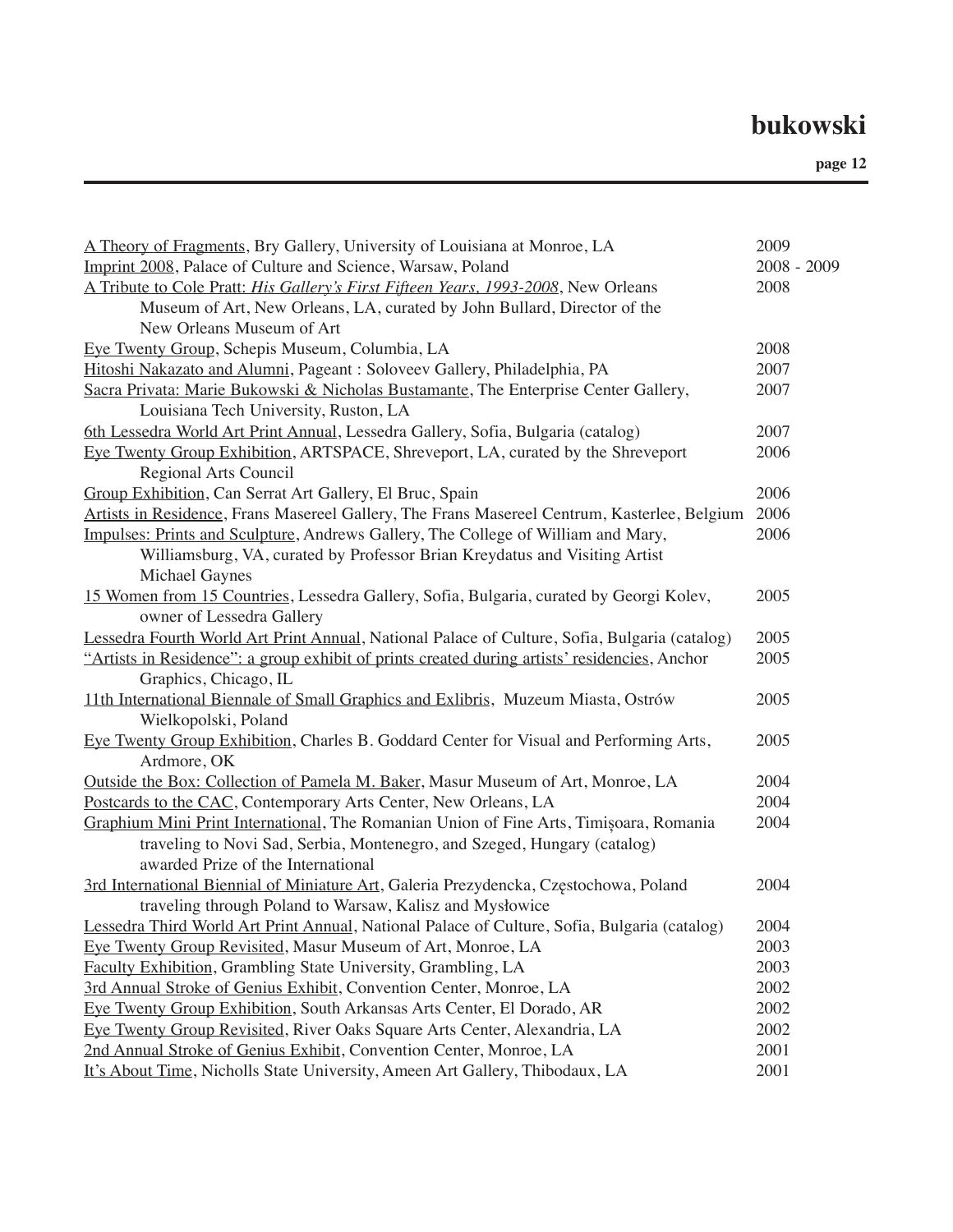| | |
|---|---|
| <u>A Theory of Fragments</u>, Bry Gallery, University of Louisiana at Monroe, LA | 2009 |
| <u>Imprint 2008</u>, Palace of Culture and Science, Warsaw, Poland | 2008 - 2009 |
| <u>A Tribute to Cole Pratt: *His Gallery's First Fifteen Years, 1993-2008*</u>, New Orleans Museum of Art, New Orleans, LA, curated by John Bullard, Director of the New Orleans Museum of Art | 2008 |
| <u>Eye Twenty Group</u>, Schepis Museum, Columbia, LA | 2008 |
| <u>Hitoshi Nakazato and Alumni</u>, Pageant : Soloveev Gallery, Philadelphia, PA | 2007 |
| <u>Sacra Privata: Marie Bukowski & Nicholas Bustamante</u>, The Enterprise Center Gallery, Louisiana Tech University, Ruston, LA | 2007 |
| <u>6th Lessedra World Art Print Annual</u>, Lessedra Gallery, Sofia, Bulgaria (catalog) | 2007 |
| <u>Eye Twenty Group Exhibition</u>, ARTSPACE, Shreveport, LA, curated by the Shreveport Regional Arts Council | 2006 |
| <u>Group Exhibition</u>, Can Serrat Art Gallery, El Bruc, Spain | 2006 |
| <u>Artists in Residence</u>, Frans Masereel Gallery, The Frans Masereel Centrum, Kasterlee, Belgium | 2006 |
| <u>Impulses: Prints and Sculpture</u>, Andrews Gallery, The College of William and Mary, Williamsburg, VA, curated by Professor Brian Kreydatus and Visiting Artist Michael Gaynes | 2006 |
| <u>15 Women from 15 Countries</u>, Lessedra Gallery, Sofia, Bulgaria, curated by Georgi Kolev, owner of Lessedra Gallery | 2005 |
| <u>Lessedra Fourth World Art Print Annual</u>, National Palace of Culture, Sofia, Bulgaria (catalog) | 2005 |
| <u>"Artists in Residence": a group exhibit of prints created during artists' residencies</u>, Anchor Graphics, Chicago, IL | 2005 |
| <u>11th International Biennale of Small Graphics and Exlibris</u>, Muzeum Miasta, Ostrów Wielkopolski, Poland | 2005 |
| <u>Eye Twenty Group Exhibition</u>, Charles B. Goddard Center for Visual and Performing Arts, Ardmore, OK | 2005 |
| <u>Outside the Box: Collection of Pamela M. Baker</u>, Masur Museum of Art, Monroe, LA | 2004 |
| <u>Postcards to the CAC</u>, Contemporary Arts Center, New Orleans, LA | 2004 |
| <u>Graphium Mini Print International</u>, The Romanian Union of Fine Arts, Timișoara, Romania traveling to Novi Sad, Serbia, Montenegro, and Szeged, Hungary (catalog) awarded Prize of the International | 2004 |
| <u>3rd International Biennial of Miniature Art</u>, Galeria Prezydencka, Częstochowa, Poland traveling through Poland to Warsaw, Kalisz and Mysłowice | 2004 |
| <u>Lessedra Third World Art Print Annual</u>, National Palace of Culture, Sofia, Bulgaria (catalog) | 2004 |
| <u>Eye Twenty Group Revisited</u>, Masur Museum of Art, Monroe, LA | 2003 |
| <u>Faculty Exhibition</u>, Grambling State University, Grambling, LA | 2003 |
| <u>3rd Annual Stroke of Genius Exhibit</u>, Convention Center, Monroe, LA | 2002 |
| <u>Eye Twenty Group Exhibition</u>, South Arkansas Arts Center, El Dorado, AR | 2002 |
| <u>Eye Twenty Group Revisited</u>, River Oaks Square Arts Center, Alexandria, LA | 2002 |
| <u>2nd Annual Stroke of Genius Exhibit</u>, Convention Center, Monroe, LA | 2001 |
| <u>It's About Time</u>, Nicholls State University, Ameen Art Gallery, Thibodaux, LA | 2001 |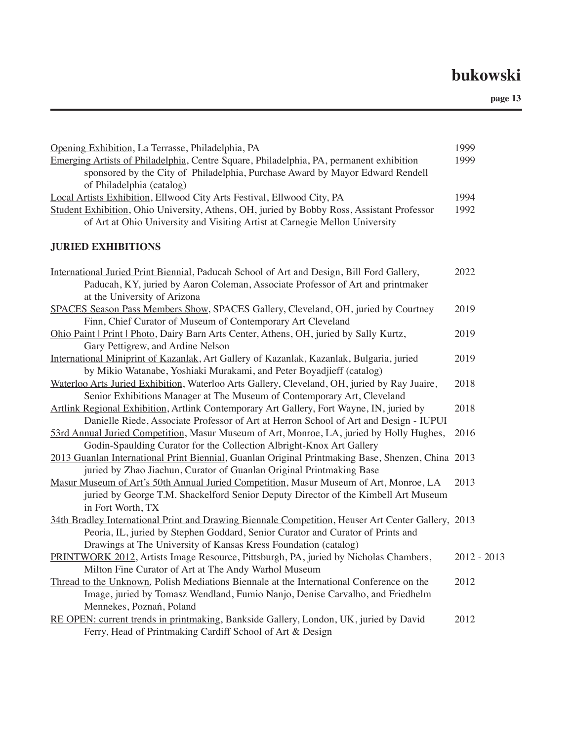Opening Exhibition, La Terrasse, Philadelphia, PA — 1999

Emerging Artists of Philadelphia, Centre Square, Philadelphia, PA, permanent exhibition sponsored by the City of Philadelphia, Purchase Award by Mayor Edward Rendell of Philadelphia (catalog) — 1999

Local Artists Exhibition, Ellwood City Arts Festival, Ellwood City, PA — 1994

Student Exhibition, Ohio University, Athens, OH, juried by Bobby Ross, Assistant Professor of Art at Ohio University and Visiting Artist at Carnegie Mellon University — 1992

**JURIED EXHIBITIONS**

International Juried Print Biennial, Paducah School of Art and Design, Bill Ford Gallery, Paducah, KY, juried by Aaron Coleman, Associate Professor of Art and printmaker at the University of Arizona — 2022

SPACES Season Pass Members Show, SPACES Gallery, Cleveland, OH, juried by Courtney Finn, Chief Curator of Museum of Contemporary Art Cleveland — 2019

Ohio Paint | Print | Photo, Dairy Barn Arts Center, Athens, OH, juried by Sally Kurtz, Gary Pettigrew, and Ardine Nelson — 2019

International Miniprint of Kazanlak, Art Gallery of Kazanlak, Kazanlak, Bulgaria, juried by Mikio Watanabe, Yoshiaki Murakami, and Peter Boyadjieff (catalog) — 2019

Waterloo Arts Juried Exhibition, Waterloo Arts Gallery, Cleveland, OH, juried by Ray Juaire, Senior Exhibitions Manager at The Museum of Contemporary Art, Cleveland — 2018

Artlink Regional Exhibition, Artlink Contemporary Art Gallery, Fort Wayne, IN, juried by Danielle Riede, Associate Professor of Art at Herron School of Art and Design - IUPUI — 2018

53rd Annual Juried Competition, Masur Museum of Art, Monroe, LA, juried by Holly Hughes, Godin-Spaulding Curator for the Collection Albright-Knox Art Gallery — 2016

2013 Guanlan International Print Biennial, Guanlan Original Printmaking Base, Shenzen, China juried by Zhao Jiachun, Curator of Guanlan Original Printmaking Base — 2013

Masur Museum of Art's 50th Annual Juried Competition, Masur Museum of Art, Monroe, LA juried by George T.M. Shackelford Senior Deputy Director of the Kimbell Art Museum in Fort Worth, TX — 2013

34th Bradley International Print and Drawing Biennale Competition, Heuser Art Center Gallery, Peoria, IL, juried by Stephen Goddard, Senior Curator and Curator of Prints and Drawings at The University of Kansas Kress Foundation (catalog) — 2013

PRINTWORK 2012, Artists Image Resource, Pittsburgh, PA, juried by Nicholas Chambers, Milton Fine Curator of Art at The Andy Warhol Museum — 2012 - 2013

Thread to the Unknown, Polish Mediations Biennale at the International Conference on the Image, juried by Tomasz Wendland, Fumio Nanjo, Denise Carvalho, and Friedhelm Mennekes, Poznań, Poland — 2012

RE OPEN: current trends in printmaking, Bankside Gallery, London, UK, juried by David Ferry, Head of Printmaking Cardiff School of Art & Design — 2012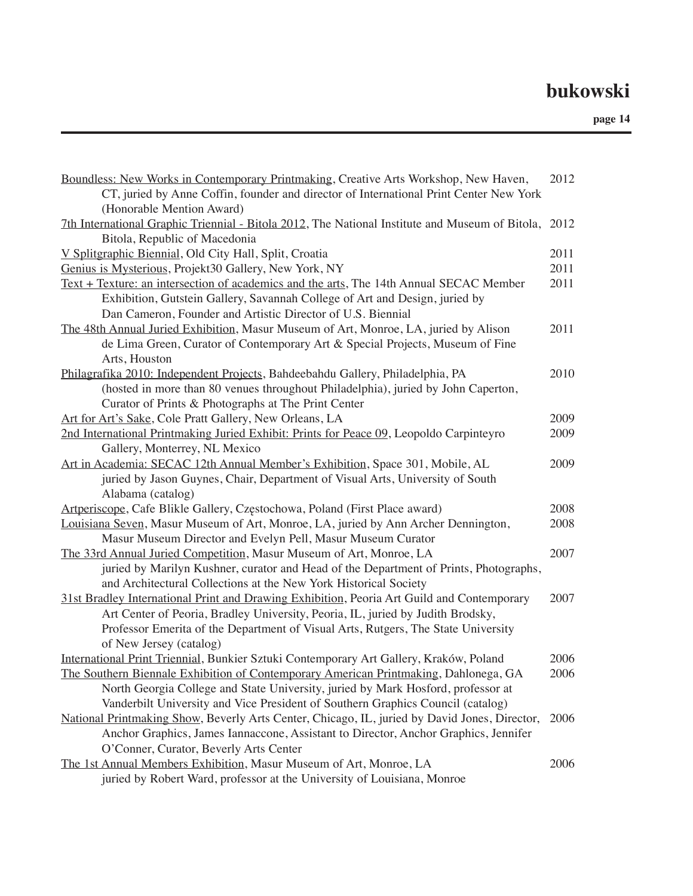<u>Boundless: New Works in Contemporary Printmaking</u>, Creative Arts Workshop, New Haven, CT, juried by Anne Coffin, founder and director of International Print Center New York (Honorable Mention Award) — 2012

<u>7th International Graphic Triennial - Bitola 2012</u>, The National Institute and Museum of Bitola, Bitola, Republic of Macedonia — 2012

<u>V Splitgraphic Biennial</u>, Old City Hall, Split, Croatia — 2011

<u>Genius is Mysterious</u>, Projekt30 Gallery, New York, NY — 2011

<u>Text + Texture: an intersection of academics and the arts</u>, The 14th Annual SECAC Member Exhibition, Gutstein Gallery, Savannah College of Art and Design, juried by Dan Cameron, Founder and Artistic Director of U.S. Biennial — 2011

<u>The 48th Annual Juried Exhibition</u>, Masur Museum of Art, Monroe, LA, juried by Alison de Lima Green, Curator of Contemporary Art & Special Projects, Museum of Fine Arts, Houston — 2011

<u>Philagrafika 2010: Independent Projects</u>, Bahdeebahdu Gallery, Philadelphia, PA (hosted in more than 80 venues throughout Philadelphia), juried by John Caperton, Curator of Prints & Photographs at The Print Center — 2010

<u>Art for Art's Sake</u>, Cole Pratt Gallery, New Orleans, LA — 2009

<u>2nd International Printmaking Juried Exhibit: Prints for Peace 09</u>, Leopoldo Carpinteyro Gallery, Monterrey, NL Mexico — 2009

<u>Art in Academia: SECAC 12th Annual Member's Exhibition</u>, Space 301, Mobile, AL juried by Jason Guynes, Chair, Department of Visual Arts, University of South Alabama (catalog) — 2009

<u>Artperiscope</u>, Cafe Blikle Gallery, Częstochowa, Poland (First Place award) — 2008

<u>Louisiana Seven</u>, Masur Museum of Art, Monroe, LA, juried by Ann Archer Dennington, Masur Museum Director and Evelyn Pell, Masur Museum Curator — 2008

<u>The 33rd Annual Juried Competition</u>, Masur Museum of Art, Monroe, LA juried by Marilyn Kushner, curator and Head of the Department of Prints, Photographs, and Architectural Collections at the New York Historical Society — 2007

<u>31st Bradley International Print and Drawing Exhibition</u>, Peoria Art Guild and Contemporary Art Center of Peoria, Bradley University, Peoria, IL, juried by Judith Brodsky, Professor Emerita of the Department of Visual Arts, Rutgers, The State University of New Jersey (catalog) — 2007

<u>International Print Triennial</u>, Bunkier Sztuki Contemporary Art Gallery, Kraków, Poland — 2006

<u>The Southern Biennale Exhibition of Contemporary American Printmaking</u>, Dahlonega, GA North Georgia College and State University, juried by Mark Hosford, professor at Vanderbilt University and Vice President of Southern Graphics Council (catalog) — 2006

<u>National Printmaking Show</u>, Beverly Arts Center, Chicago, IL, juried by David Jones, Director, Anchor Graphics, James Iannaccone, Assistant to Director, Anchor Graphics, Jennifer O'Conner, Curator, Beverly Arts Center — 2006

<u>The 1st Annual Members Exhibition</u>, Masur Museum of Art, Monroe, LA juried by Robert Ward, professor at the University of Louisiana, Monroe — 2006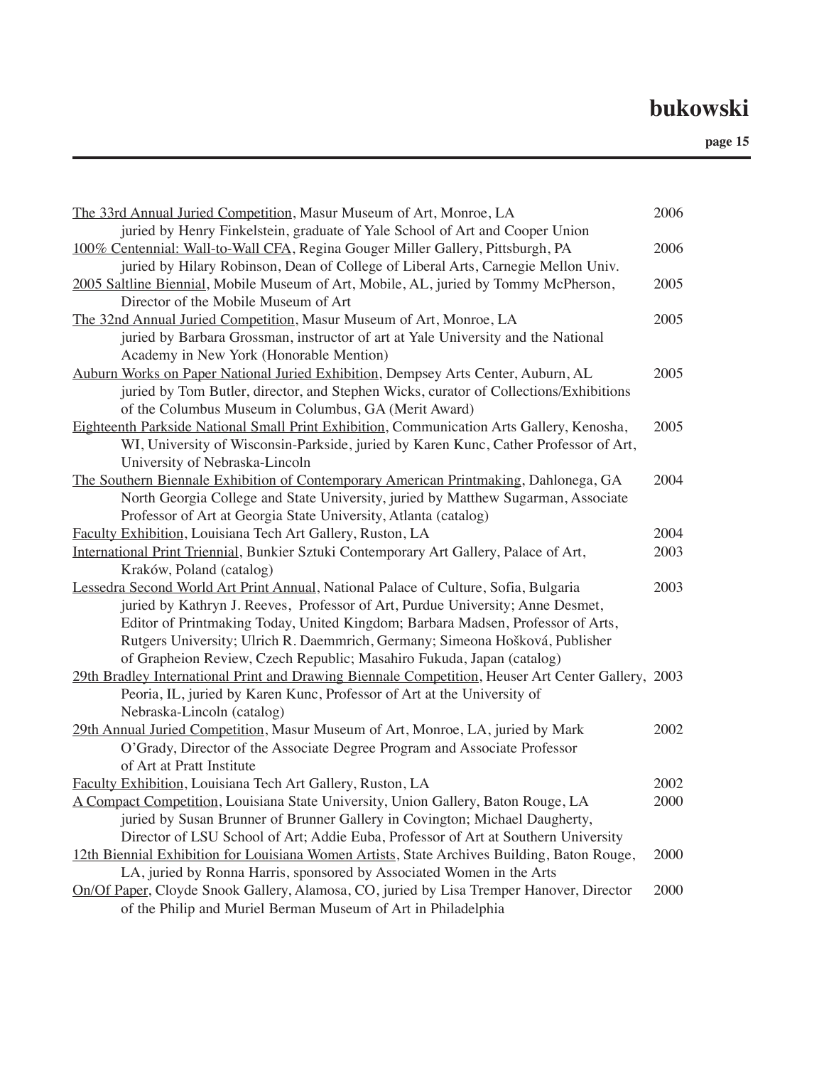<u>The 33rd Annual Juried Competition</u>, Masur Museum of Art, Monroe, LA — 2006
juried by Henry Finkelstein, graduate of Yale School of Art and Cooper Union

<u>100% Centennial: Wall-to-Wall CFA</u>, Regina Gouger Miller Gallery, Pittsburgh, PA — 2006
juried by Hilary Robinson, Dean of College of Liberal Arts, Carnegie Mellon Univ.

<u>2005 Saltline Biennial</u>, Mobile Museum of Art, Mobile, AL, juried by Tommy McPherson, Director of the Mobile Museum of Art — 2005

<u>The 32nd Annual Juried Competition</u>, Masur Museum of Art, Monroe, LA — 2005
juried by Barbara Grossman, instructor of art at Yale University and the National Academy in New York (Honorable Mention)

<u>Auburn Works on Paper National Juried Exhibition</u>, Dempsey Arts Center, Auburn, AL — 2005
juried by Tom Butler, director, and Stephen Wicks, curator of Collections/Exhibitions of the Columbus Museum in Columbus, GA (Merit Award)

<u>Eighteenth Parkside National Small Print Exhibition</u>, Communication Arts Gallery, Kenosha, WI, University of Wisconsin-Parkside, juried by Karen Kunc, Cather Professor of Art, University of Nebraska-Lincoln — 2005

<u>The Southern Biennale Exhibition of Contemporary American Printmaking</u>, Dahlonega, GA — 2004
North Georgia College and State University, juried by Matthew Sugarman, Associate Professor of Art at Georgia State University, Atlanta (catalog)

<u>Faculty Exhibition</u>, Louisiana Tech Art Gallery, Ruston, LA — 2004

<u>International Print Triennial</u>, Bunkier Sztuki Contemporary Art Gallery, Palace of Art, Kraków, Poland (catalog) — 2003

<u>Lessedra Second World Art Print Annual</u>, National Palace of Culture, Sofia, Bulgaria — 2003
juried by Kathryn J. Reeves, Professor of Art, Purdue University; Anne Desmet, Editor of Printmaking Today, United Kingdom; Barbara Madsen, Professor of Arts, Rutgers University; Ulrich R. Daemmrich, Germany; Simeona Hošková, Publisher of Grapheion Review, Czech Republic; Masahiro Fukuda, Japan (catalog)

<u>29th Bradley International Print and Drawing Biennale Competition</u>, Heuser Art Center Gallery, Peoria, IL, juried by Karen Kunc, Professor of Art at the University of Nebraska-Lincoln (catalog) — 2003

<u>29th Annual Juried Competition</u>, Masur Museum of Art, Monroe, LA, juried by Mark O'Grady, Director of the Associate Degree Program and Associate Professor of Art at Pratt Institute — 2002

<u>Faculty Exhibition</u>, Louisiana Tech Art Gallery, Ruston, LA — 2002

<u>A Compact Competition</u>, Louisiana State University, Union Gallery, Baton Rouge, LA — 2000
juried by Susan Brunner of Brunner Gallery in Covington; Michael Daugherty, Director of LSU School of Art; Addie Euba, Professor of Art at Southern University

<u>12th Biennial Exhibition for Louisiana Women Artists</u>, State Archives Building, Baton Rouge, LA, juried by Ronna Harris, sponsored by Associated Women in the Arts — 2000

<u>On/Of Paper</u>, Cloyde Snook Gallery, Alamosa, CO, juried by Lisa Tremper Hanover, Director of the Philip and Muriel Berman Museum of Art in Philadelphia — 2000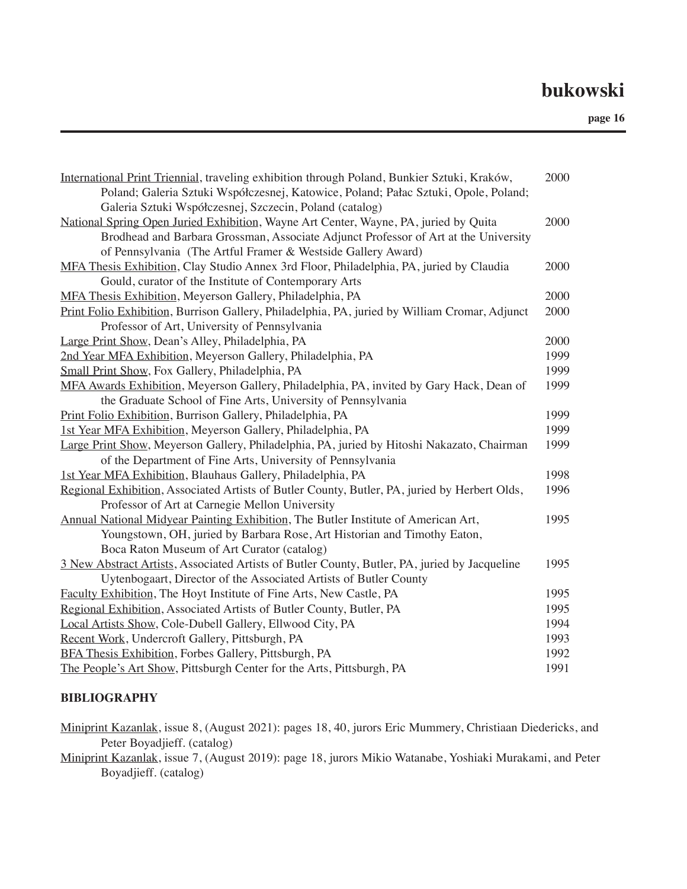| | |
|---|---|
| <u>International Print Triennial</u>, traveling exhibition through Poland, Bunkier Sztuki, Kraków, Poland; Galeria Sztuki Współczesnej, Katowice, Poland; Pałac Sztuki, Opole, Poland; Galeria Sztuki Współczesnej, Szczecin, Poland (catalog) | 2000 |
| <u>National Spring Open Juried Exhibition</u>, Wayne Art Center, Wayne, PA, juried by Quita Brodhead and Barbara Grossman, Associate Adjunct Professor of Art at the University of Pennsylvania (The Artful Framer & Westside Gallery Award) | 2000 |
| <u>MFA Thesis Exhibition</u>, Clay Studio Annex 3rd Floor, Philadelphia, PA, juried by Claudia Gould, curator of the Institute of Contemporary Arts | 2000 |
| <u>MFA Thesis Exhibition</u>, Meyerson Gallery, Philadelphia, PA | 2000 |
| <u>Print Folio Exhibition</u>, Burrison Gallery, Philadelphia, PA, juried by William Cromar, Adjunct Professor of Art, University of Pennsylvania | 2000 |
| <u>Large Print Show</u>, Dean's Alley, Philadelphia, PA | 2000 |
| <u>2nd Year MFA Exhibition</u>, Meyerson Gallery, Philadelphia, PA | 1999 |
| <u>Small Print Show</u>, Fox Gallery, Philadelphia, PA | 1999 |
| <u>MFA Awards Exhibition</u>, Meyerson Gallery, Philadelphia, PA, invited by Gary Hack, Dean of the Graduate School of Fine Arts, University of Pennsylvania | 1999 |
| <u>Print Folio Exhibition</u>, Burrison Gallery, Philadelphia, PA | 1999 |
| <u>1st Year MFA Exhibition</u>, Meyerson Gallery, Philadelphia, PA | 1999 |
| <u>Large Print Show</u>, Meyerson Gallery, Philadelphia, PA, juried by Hitoshi Nakazato, Chairman of the Department of Fine Arts, University of Pennsylvania | 1999 |
| <u>1st Year MFA Exhibition</u>, Blauhaus Gallery, Philadelphia, PA | 1998 |
| <u>Regional Exhibition</u>, Associated Artists of Butler County, Butler, PA, juried by Herbert Olds, Professor of Art at Carnegie Mellon University | 1996 |
| <u>Annual National Midyear Painting Exhibition</u>, The Butler Institute of American Art, Youngstown, OH, juried by Barbara Rose, Art Historian and Timothy Eaton, Boca Raton Museum of Art Curator (catalog) | 1995 |
| <u>3 New Abstract Artists</u>, Associated Artists of Butler County, Butler, PA, juried by Jacqueline Uytenbogaart, Director of the Associated Artists of Butler County | 1995 |
| <u>Faculty Exhibition</u>, The Hoyt Institute of Fine Arts, New Castle, PA | 1995 |
| <u>Regional Exhibition</u>, Associated Artists of Butler County, Butler, PA | 1995 |
| <u>Local Artists Show</u>, Cole-Dubell Gallery, Ellwood City, PA | 1994 |
| <u>Recent Work</u>, Undercroft Gallery, Pittsburgh, PA | 1993 |
| <u>BFA Thesis Exhibition</u>, Forbes Gallery, Pittsburgh, PA | 1992 |
| <u>The People's Art Show</u>, Pittsburgh Center for the Arts, Pittsburgh, PA | 1991 |

**BIBLIOGRAPHY**

<u>Miniprint Kazanlak</u>, issue 8, (August 2021): pages 18, 40, jurors Eric Mummery, Christiaan Diedericks, and Peter Boyadjieff. (catalog)

<u>Miniprint Kazanlak</u>, issue 7, (August 2019): page 18, jurors Mikio Watanabe, Yoshiaki Murakami, and Peter Boyadjieff. (catalog)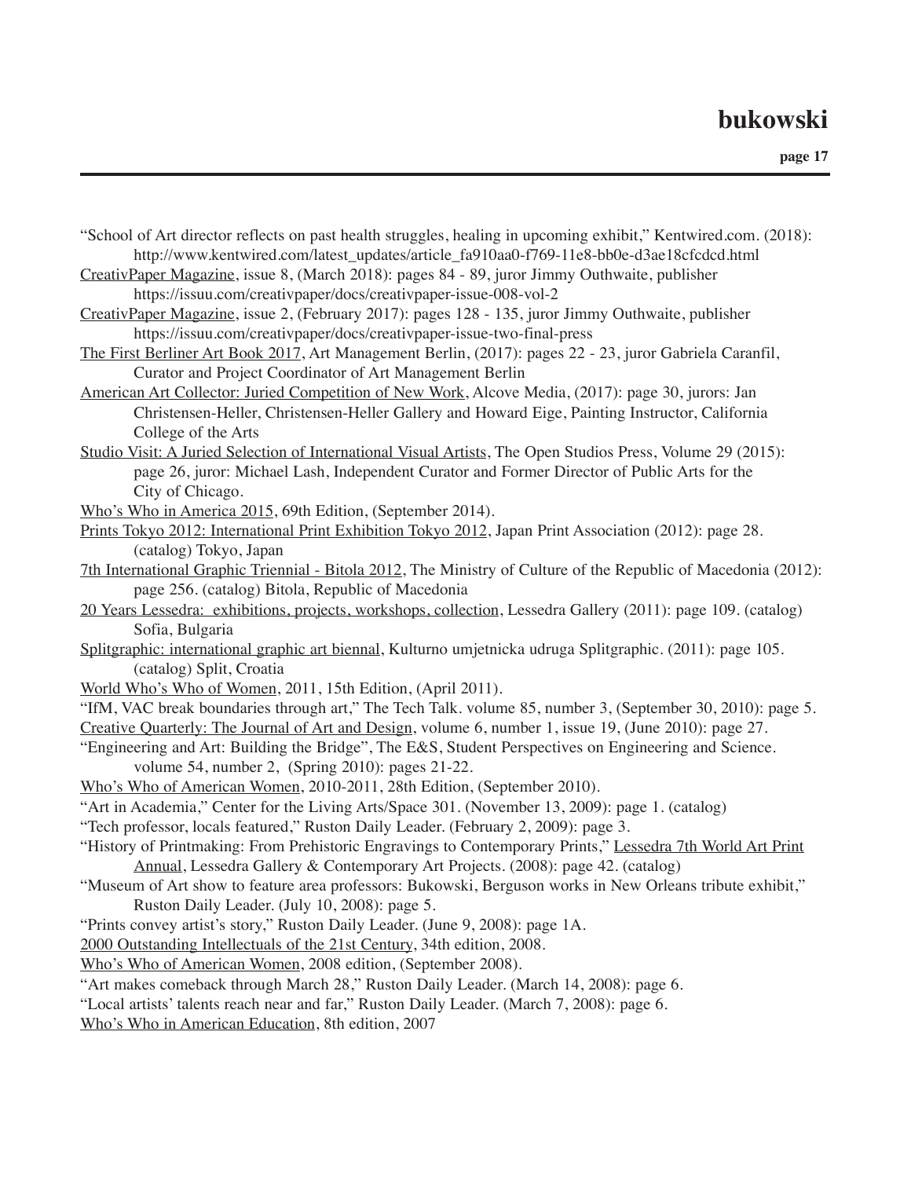"School of Art director reflects on past health struggles, healing in upcoming exhibit," Kentwired.com. (2018): http://www.kentwired.com/latest_updates/article_fa910aa0-f769-11e8-bb0e-d3ae18cfcdcd.html

CreativPaper Magazine, issue 8, (March 2018): pages 84 - 89, juror Jimmy Outhwaite, publisher https://issuu.com/creativpaper/docs/creativpaper-issue-008-vol-2

CreativPaper Magazine, issue 2, (February 2017): pages 128 - 135, juror Jimmy Outhwaite, publisher https://issuu.com/creativpaper/docs/creativpaper-issue-two-final-press

The First Berliner Art Book 2017, Art Management Berlin, (2017): pages 22 - 23, juror Gabriela Caranfil, Curator and Project Coordinator of Art Management Berlin

American Art Collector: Juried Competition of New Work, Alcove Media, (2017): page 30, jurors: Jan Christensen-Heller, Christensen-Heller Gallery and Howard Eige, Painting Instructor, California College of the Arts

Studio Visit: A Juried Selection of International Visual Artists, The Open Studios Press, Volume 29 (2015): page 26, juror: Michael Lash, Independent Curator and Former Director of Public Arts for the City of Chicago.

Who's Who in America 2015, 69th Edition, (September 2014).

Prints Tokyo 2012: International Print Exhibition Tokyo 2012, Japan Print Association (2012): page 28. (catalog) Tokyo, Japan

7th International Graphic Triennial - Bitola 2012, The Ministry of Culture of the Republic of Macedonia (2012): page 256. (catalog) Bitola, Republic of Macedonia

20 Years Lessedra: exhibitions, projects, workshops, collection, Lessedra Gallery (2011): page 109. (catalog) Sofia, Bulgaria

Splitgraphic: international graphic art biennal, Kulturno umjetnicka udruga Splitgraphic. (2011): page 105. (catalog) Split, Croatia

World Who's Who of Women, 2011, 15th Edition, (April 2011).

"IfM, VAC break boundaries through art," The Tech Talk. volume 85, number 3, (September 30, 2010): page 5.

Creative Quarterly: The Journal of Art and Design, volume 6, number 1, issue 19, (June 2010): page 27.

"Engineering and Art: Building the Bridge", The E&S, Student Perspectives on Engineering and Science. volume 54, number 2, (Spring 2010): pages 21-22.

Who's Who of American Women, 2010-2011, 28th Edition, (September 2010).

"Art in Academia," Center for the Living Arts/Space 301. (November 13, 2009): page 1. (catalog)

"Tech professor, locals featured," Ruston Daily Leader. (February 2, 2009): page 3.

"History of Printmaking: From Prehistoric Engravings to Contemporary Prints," Lessedra 7th World Art Print Annual, Lessedra Gallery & Contemporary Art Projects. (2008): page 42. (catalog)

"Museum of Art show to feature area professors: Bukowski, Berguson works in New Orleans tribute exhibit," Ruston Daily Leader. (July 10, 2008): page 5.

"Prints convey artist's story," Ruston Daily Leader. (June 9, 2008): page 1A.

2000 Outstanding Intellectuals of the 21st Century, 34th edition, 2008.

Who's Who of American Women, 2008 edition, (September 2008).

"Art makes comeback through March 28," Ruston Daily Leader. (March 14, 2008): page 6.

"Local artists' talents reach near and far," Ruston Daily Leader. (March 7, 2008): page 6.

Who's Who in American Education, 8th edition, 2007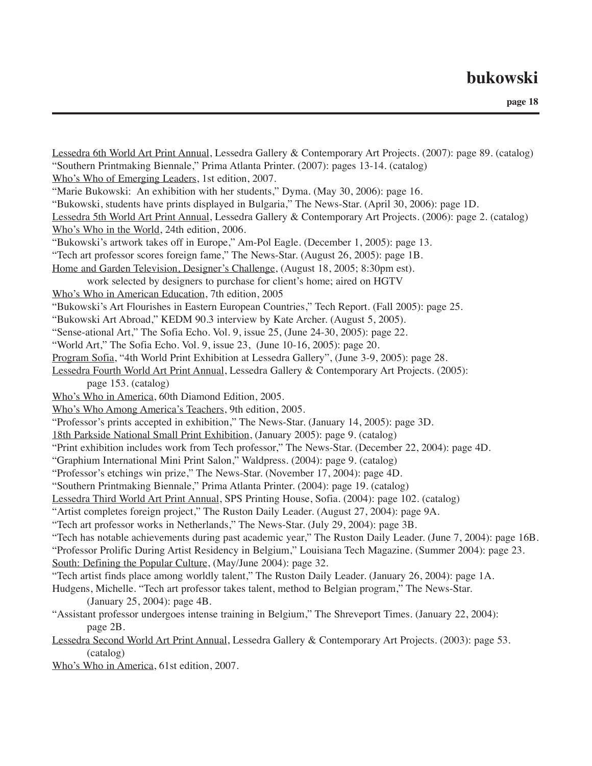<u>Lessedra 6th World Art Print Annual</u>, Lessedra Gallery & Contemporary Art Projects. (2007): page 89. (catalog)
"Southern Printmaking Biennale," Prima Atlanta Printer. (2007): pages 13-14. (catalog)
<u>Who's Who of Emerging Leaders</u>, 1st edition, 2007.
"Marie Bukowski: An exhibition with her students," Dyma. (May 30, 2006): page 16.
"Bukowski, students have prints displayed in Bulgaria," The News-Star. (April 30, 2006): page 1D.
<u>Lessedra 5th World Art Print Annual</u>, Lessedra Gallery & Contemporary Art Projects. (2006): page 2. (catalog)
<u>Who's Who in the World</u>, 24th edition, 2006.
"Bukowski's artwork takes off in Europe," Am-Pol Eagle. (December 1, 2005): page 13.
"Tech art professor scores foreign fame," The News-Star. (August 26, 2005): page 1B.
<u>Home and Garden Television, Designer's Challenge</u>, (August 18, 2005; 8:30pm est).
  work selected by designers to purchase for client's home; aired on HGTV
<u>Who's Who in American Education</u>, 7th edition, 2005
"Bukowski's Art Flourishes in Eastern European Countries," Tech Report. (Fall 2005): page 25.
"Bukowski Art Abroad," KEDM 90.3 interview by Kate Archer. (August 5, 2005).
"Sense-ational Art," The Sofia Echo. Vol. 9, issue 25, (June 24-30, 2005): page 22.
"World Art," The Sofia Echo. Vol. 9, issue 23, (June 10-16, 2005): page 20.
<u>Program Sofia</u>, "4th World Print Exhibition at Lessedra Gallery", (June 3-9, 2005): page 28.
<u>Lessedra Fourth World Art Print Annual</u>, Lessedra Gallery & Contemporary Art Projects. (2005):
  page 153. (catalog)
<u>Who's Who in America</u>, 60th Diamond Edition, 2005.
<u>Who's Who Among America's Teachers</u>, 9th edition, 2005.
"Professor's prints accepted in exhibition," The News-Star. (January 14, 2005): page 3D.
<u>18th Parkside National Small Print Exhibition</u>, (January 2005): page 9. (catalog)
"Print exhibition includes work from Tech professor," The News-Star. (December 22, 2004): page 4D.
"Graphium International Mini Print Salon," Waldpress. (2004): page 9. (catalog)
"Professor's etchings win prize," The News-Star. (November 17, 2004): page 4D.
"Southern Printmaking Biennale," Prima Atlanta Printer. (2004): page 19. (catalog)
<u>Lessedra Third World Art Print Annual</u>, SPS Printing House, Sofia. (2004): page 102. (catalog)
"Artist completes foreign project," The Ruston Daily Leader. (August 27, 2004): page 9A.
"Tech art professor works in Netherlands," The News-Star. (July 29, 2004): page 3B.
"Tech has notable achievements during past academic year," The Ruston Daily Leader. (June 7, 2004): page 16B.
"Professor Prolific During Artist Residency in Belgium," Louisiana Tech Magazine. (Summer 2004): page 23.
<u>South: Defining the Popular Culture</u>, (May/June 2004): page 32.
"Tech artist finds place among worldly talent," The Ruston Daily Leader. (January 26, 2004): page 1A.
Hudgens, Michelle. "Tech art professor takes talent, method to Belgian program," The News-Star.
  (January 25, 2004): page 4B.
"Assistant professor undergoes intense training in Belgium," The Shreveport Times. (January 22, 2004):
  page 2B.
<u>Lessedra Second World Art Print Annual</u>, Lessedra Gallery & Contemporary Art Projects. (2003): page 53.
  (catalog)
<u>Who's Who in America</u>, 61st edition, 2007.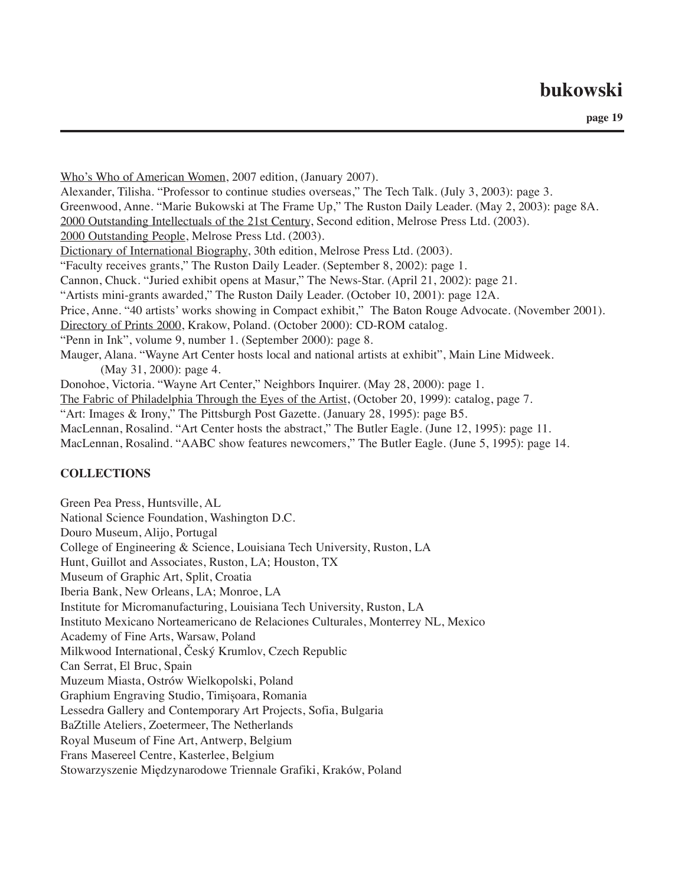Who's Who of American Women, 2007 edition, (January 2007).

Alexander, Tilisha. "Professor to continue studies overseas," The Tech Talk. (July 3, 2003): page 3.

Greenwood, Anne. "Marie Bukowski at The Frame Up," The Ruston Daily Leader. (May 2, 2003): page 8A.

2000 Outstanding Intellectuals of the 21st Century, Second edition, Melrose Press Ltd. (2003).

2000 Outstanding People, Melrose Press Ltd. (2003).

Dictionary of International Biography, 30th edition, Melrose Press Ltd. (2003).

"Faculty receives grants," The Ruston Daily Leader. (September 8, 2002): page 1.

Cannon, Chuck. "Juried exhibit opens at Masur," The News-Star. (April 21, 2002): page 21.

"Artists mini-grants awarded," The Ruston Daily Leader. (October 10, 2001): page 12A.

Price, Anne. "40 artists' works showing in Compact exhibit," The Baton Rouge Advocate. (November 2001).

Directory of Prints 2000, Krakow, Poland. (October 2000): CD-ROM catalog.

"Penn in Ink", volume 9, number 1. (September 2000): page 8.

Mauger, Alana. "Wayne Art Center hosts local and national artists at exhibit", Main Line Midweek. (May 31, 2000): page 4.

Donohoe, Victoria. "Wayne Art Center," Neighbors Inquirer. (May 28, 2000): page 1.

The Fabric of Philadelphia Through the Eyes of the Artist, (October 20, 1999): catalog, page 7.

"Art: Images & Irony," The Pittsburgh Post Gazette. (January 28, 1995): page B5.

MacLennan, Rosalind. "Art Center hosts the abstract," The Butler Eagle. (June 12, 1995): page 11.

MacLennan, Rosalind. "AABC show features newcomers," The Butler Eagle. (June 5, 1995): page 14.

**COLLECTIONS**

Green Pea Press, Huntsville, AL

National Science Foundation, Washington D.C.

Douro Museum, Alijo, Portugal

College of Engineering & Science, Louisiana Tech University, Ruston, LA

Hunt, Guillot and Associates, Ruston, LA; Houston, TX

Museum of Graphic Art, Split, Croatia

Iberia Bank, New Orleans, LA; Monroe, LA

Institute for Micromanufacturing, Louisiana Tech University, Ruston, LA

Instituto Mexicano Norteamericano de Relaciones Culturales, Monterrey NL, Mexico

Academy of Fine Arts, Warsaw, Poland

Milkwood International, Český Krumlov, Czech Republic

Can Serrat, El Bruc, Spain

Muzeum Miasta, Ostrów Wielkopolski, Poland

Graphium Engraving Studio, Timișoara, Romania

Lessedra Gallery and Contemporary Art Projects, Sofia, Bulgaria

BaZtille Ateliers, Zoetermeer, The Netherlands

Royal Museum of Fine Art, Antwerp, Belgium

Frans Masereel Centre, Kasterlee, Belgium

Stowarzyszenie Międzynarodowe Triennale Grafiki, Kraków, Poland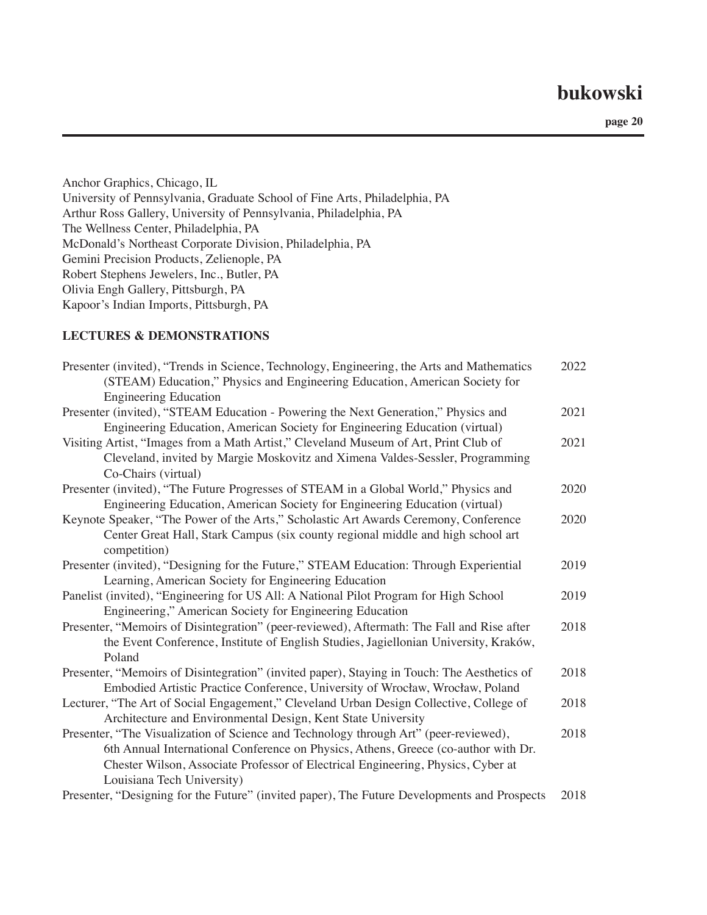Anchor Graphics, Chicago, IL
University of Pennsylvania, Graduate School of Fine Arts, Philadelphia, PA
Arthur Ross Gallery, University of Pennsylvania, Philadelphia, PA
The Wellness Center, Philadelphia, PA
McDonald's Northeast Corporate Division, Philadelphia, PA
Gemini Precision Products, Zelienople, PA
Robert Stephens Jewelers, Inc., Butler, PA
Olivia Engh Gallery, Pittsburgh, PA
Kapoor's Indian Imports, Pittsburgh, PA

**LECTURES & DEMONSTRATIONS**

| | |
|---|---|
| Presenter (invited), "Trends in Science, Technology, Engineering, the Arts and Mathematics (STEAM) Education," Physics and Engineering Education, American Society for Engineering Education | 2022 |
| Presenter (invited), "STEAM Education - Powering the Next Generation," Physics and Engineering Education, American Society for Engineering Education (virtual) | 2021 |
| Visiting Artist, "Images from a Math Artist," Cleveland Museum of Art, Print Club of Cleveland, invited by Margie Moskovitz and Ximena Valdes-Sessler, Programming Co-Chairs (virtual) | 2021 |
| Presenter (invited), "The Future Progresses of STEAM in a Global World," Physics and Engineering Education, American Society for Engineering Education (virtual) | 2020 |
| Keynote Speaker, "The Power of the Arts," Scholastic Art Awards Ceremony, Conference Center Great Hall, Stark Campus (six county regional middle and high school art competition) | 2020 |
| Presenter (invited), "Designing for the Future," STEAM Education: Through Experiential Learning, American Society for Engineering Education | 2019 |
| Panelist (invited), "Engineering for US All: A National Pilot Program for High School Engineering," American Society for Engineering Education | 2019 |
| Presenter, "Memoirs of Disintegration" (peer-reviewed), Aftermath: The Fall and Rise after the Event Conference, Institute of English Studies, Jagiellonian University, Kraków, Poland | 2018 |
| Presenter, "Memoirs of Disintegration" (invited paper), Staying in Touch: The Aesthetics of Embodied Artistic Practice Conference, University of Wrocław, Wrocław, Poland | 2018 |
| Lecturer, "The Art of Social Engagement," Cleveland Urban Design Collective, College of Architecture and Environmental Design, Kent State University | 2018 |
| Presenter, "The Visualization of Science and Technology through Art" (peer-reviewed), 6th Annual International Conference on Physics, Athens, Greece (co-author with Dr. Chester Wilson, Associate Professor of Electrical Engineering, Physics, Cyber at Louisiana Tech University) | 2018 |
| Presenter, "Designing for the Future" (invited paper), The Future Developments and Prospects | 2018 |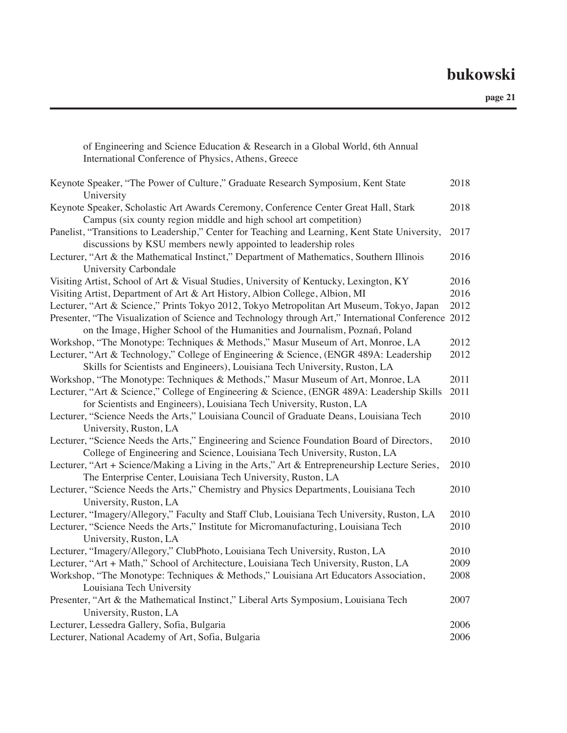of Engineering and Science Education & Research in a Global World, 6th Annual International Conference of Physics, Athens, Greece

| | |
|---|---|
| Keynote Speaker, "The Power of Culture," Graduate Research Symposium, Kent State University | 2018 |
| Keynote Speaker, Scholastic Art Awards Ceremony, Conference Center Great Hall, Stark Campus (six county region middle and high school art competition) | 2018 |
| Panelist, "Transitions to Leadership," Center for Teaching and Learning, Kent State University, discussions by KSU members newly appointed to leadership roles | 2017 |
| Lecturer, "Art & the Mathematical Instinct," Department of Mathematics, Southern Illinois University Carbondale | 2016 |
| Visiting Artist, School of Art & Visual Studies, University of Kentucky, Lexington, KY | 2016 |
| Visiting Artist, Department of Art & Art History, Albion College, Albion, MI | 2016 |
| Lecturer, "Art & Science," Prints Tokyo 2012, Tokyo Metropolitan Art Museum, Tokyo, Japan | 2012 |
| Presenter, "The Visualization of Science and Technology through Art," International Conference on the Image, Higher School of the Humanities and Journalism, Poznań, Poland | 2012 |
| Workshop, "The Monotype: Techniques & Methods," Masur Museum of Art, Monroe, LA | 2012 |
| Lecturer, "Art & Technology," College of Engineering & Science, (ENGR 489A: Leadership Skills for Scientists and Engineers), Louisiana Tech University, Ruston, LA | 2012 |
| Workshop, "The Monotype: Techniques & Methods," Masur Museum of Art, Monroe, LA | 2011 |
| Lecturer, "Art & Science," College of Engineering & Science, (ENGR 489A: Leadership Skills for Scientists and Engineers), Louisiana Tech University, Ruston, LA | 2011 |
| Lecturer, "Science Needs the Arts," Louisiana Council of Graduate Deans, Louisiana Tech University, Ruston, LA | 2010 |
| Lecturer, "Science Needs the Arts," Engineering and Science Foundation Board of Directors, College of Engineering and Science, Louisiana Tech University, Ruston, LA | 2010 |
| Lecturer, "Art + Science/Making a Living in the Arts," Art & Entrepreneurship Lecture Series, The Enterprise Center, Louisiana Tech University, Ruston, LA | 2010 |
| Lecturer, "Science Needs the Arts," Chemistry and Physics Departments, Louisiana Tech University, Ruston, LA | 2010 |
| Lecturer, "Imagery/Allegory," Faculty and Staff Club, Louisiana Tech University, Ruston, LA | 2010 |
| Lecturer, "Science Needs the Arts," Institute for Micromanufacturing, Louisiana Tech University, Ruston, LA | 2010 |
| Lecturer, "Imagery/Allegory," ClubPhoto, Louisiana Tech University, Ruston, LA | 2010 |
| Lecturer, "Art + Math," School of Architecture, Louisiana Tech University, Ruston, LA | 2009 |
| Workshop, "The Monotype: Techniques & Methods," Louisiana Art Educators Association, Louisiana Tech University | 2008 |
| Presenter, "Art & the Mathematical Instinct," Liberal Arts Symposium, Louisiana Tech University, Ruston, LA | 2007 |
| Lecturer, Lessedra Gallery, Sofia, Bulgaria | 2006 |
| Lecturer, National Academy of Art, Sofia, Bulgaria | 2006 |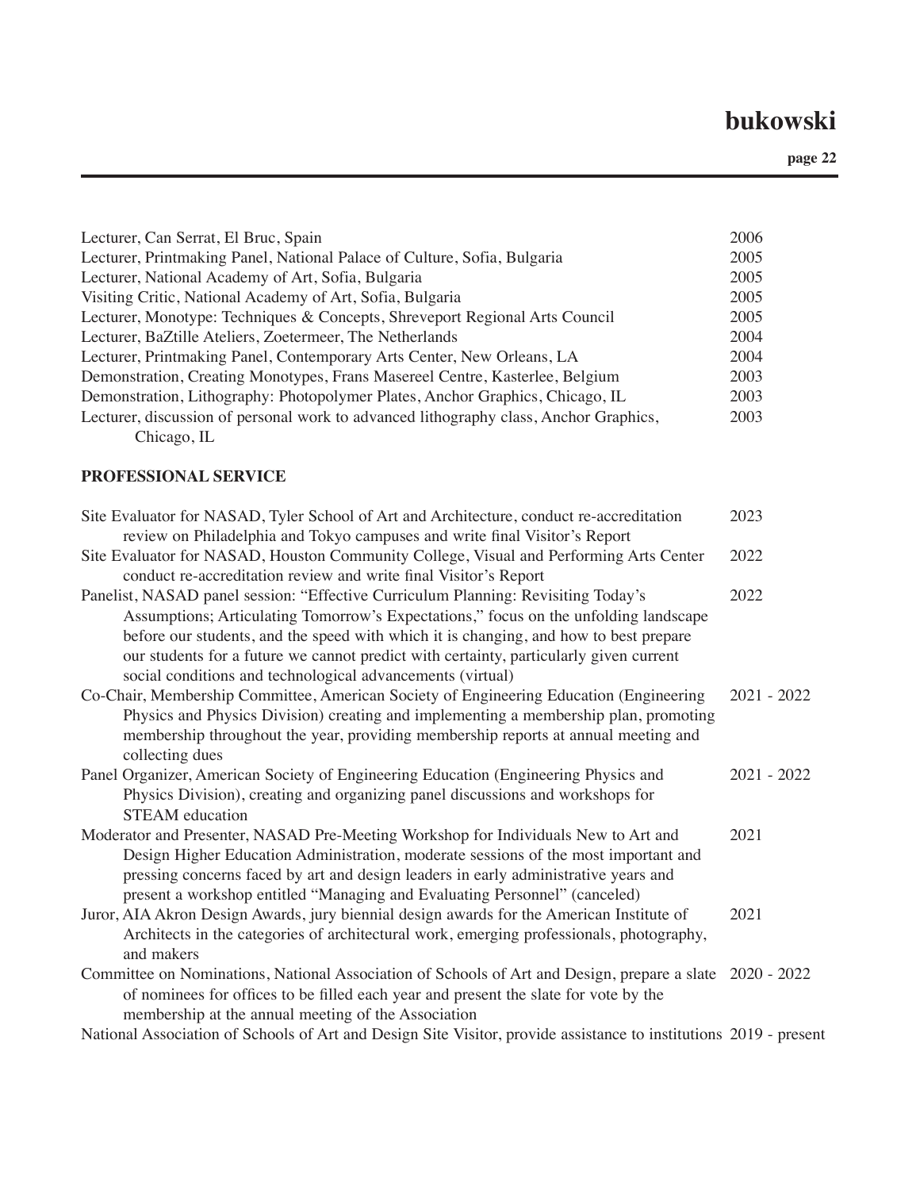Lecturer, Can Serrat, El Bruc, Spain 2006

Lecturer, Printmaking Panel, National Palace of Culture, Sofia, Bulgaria 2005

Lecturer, National Academy of Art, Sofia, Bulgaria 2005

Visiting Critic, National Academy of Art, Sofia, Bulgaria 2005

Lecturer, Monotype: Techniques & Concepts, Shreveport Regional Arts Council 2005

Lecturer, BaZtille Ateliers, Zoetermeer, The Netherlands 2004

Lecturer, Printmaking Panel, Contemporary Arts Center, New Orleans, LA 2004

Demonstration, Creating Monotypes, Frans Masereel Centre, Kasterlee, Belgium 2003

Demonstration, Lithography: Photopolymer Plates, Anchor Graphics, Chicago, IL 2003

Lecturer, discussion of personal work to advanced lithography class, Anchor Graphics, Chicago, IL 2003

**PROFESSIONAL SERVICE**

Site Evaluator for NASAD, Tyler School of Art and Architecture, conduct re-accreditation review on Philadelphia and Tokyo campuses and write final Visitor's Report 2023

Site Evaluator for NASAD, Houston Community College, Visual and Performing Arts Center conduct re-accreditation review and write final Visitor's Report 2022

Panelist, NASAD panel session: "Effective Curriculum Planning: Revisiting Today's Assumptions; Articulating Tomorrow's Expectations," focus on the unfolding landscape before our students, and the speed with which it is changing, and how to best prepare our students for a future we cannot predict with certainty, particularly given current social conditions and technological advancements (virtual) 2022

Co-Chair, Membership Committee, American Society of Engineering Education (Engineering Physics and Physics Division) creating and implementing a membership plan, promoting membership throughout the year, providing membership reports at annual meeting and collecting dues 2021 - 2022

Panel Organizer, American Society of Engineering Education (Engineering Physics and Physics Division), creating and organizing panel discussions and workshops for STEAM education 2021 - 2022

Moderator and Presenter, NASAD Pre-Meeting Workshop for Individuals New to Art and Design Higher Education Administration, moderate sessions of the most important and pressing concerns faced by art and design leaders in early administrative years and present a workshop entitled "Managing and Evaluating Personnel" (canceled) 2021

Juror, AIA Akron Design Awards, jury biennial design awards for the American Institute of Architects in the categories of architectural work, emerging professionals, photography, and makers 2021

Committee on Nominations, National Association of Schools of Art and Design, prepare a slate of nominees for offices to be filled each year and present the slate for vote by the membership at the annual meeting of the Association 2020 - 2022

National Association of Schools of Art and Design Site Visitor, provide assistance to institutions 2019 - present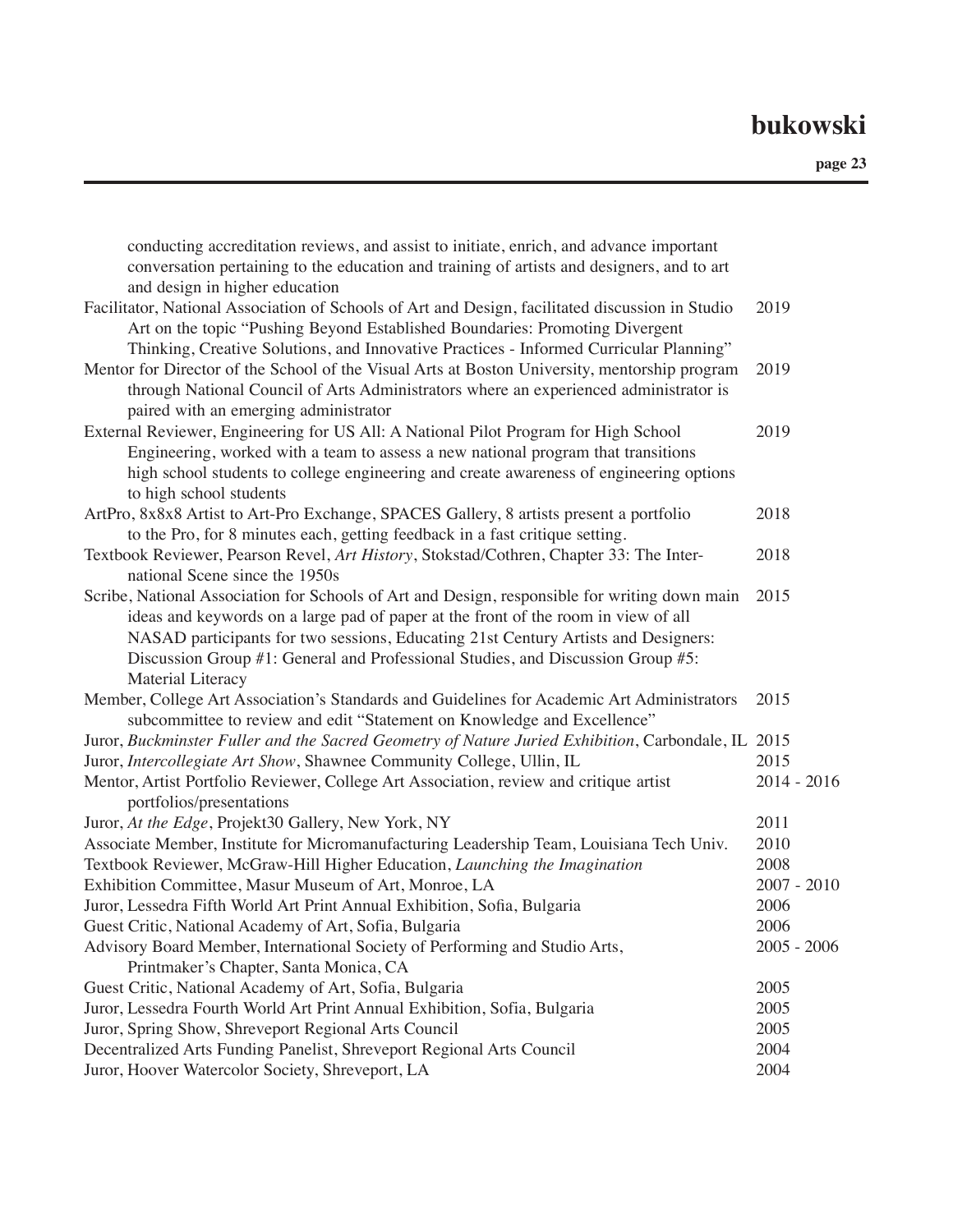conducting accreditation reviews, and assist to initiate, enrich, and advance important conversation pertaining to the education and training of artists and designers, and to art and design in higher education

| | |
|---|---|
| Facilitator, National Association of Schools of Art and Design, facilitated discussion in Studio Art on the topic "Pushing Beyond Established Boundaries: Promoting Divergent Thinking, Creative Solutions, and Innovative Practices - Informed Curricular Planning" | 2019 |
| Mentor for Director of the School of the Visual Arts at Boston University, mentorship program through National Council of Arts Administrators where an experienced administrator is paired with an emerging administrator | 2019 |
| External Reviewer, Engineering for US All: A National Pilot Program for High School Engineering, worked with a team to assess a new national program that transitions high school students to college engineering and create awareness of engineering options to high school students | 2019 |
| ArtPro, 8x8x8 Artist to Art-Pro Exchange, SPACES Gallery, 8 artists present a portfolio to the Pro, for 8 minutes each, getting feedback in a fast critique setting. | 2018 |
| Textbook Reviewer, Pearson Revel, *Art History*, Stokstad/Cothren, Chapter 33: The International Scene since the 1950s | 2018 |
| Scribe, National Association for Schools of Art and Design, responsible for writing down main ideas and keywords on a large pad of paper at the front of the room in view of all NASAD participants for two sessions, Educating 21st Century Artists and Designers: Discussion Group #1: General and Professional Studies, and Discussion Group #5: Material Literacy | 2015 |
| Member, College Art Association's Standards and Guidelines for Academic Art Administrators subcommittee to review and edit "Statement on Knowledge and Excellence" | 2015 |
| Juror, *Buckminster Fuller and the Sacred Geometry of Nature Juried Exhibition*, Carbondale, IL | 2015 |
| Juror, *Intercollegiate Art Show*, Shawnee Community College, Ullin, IL | 2015 |
| Mentor, Artist Portfolio Reviewer, College Art Association, review and critique artist portfolios/presentations | 2014 - 2016 |
| Juror, *At the Edge*, Projekt30 Gallery, New York, NY | 2011 |
| Associate Member, Institute for Micromanufacturing Leadership Team, Louisiana Tech Univ. | 2010 |
| Textbook Reviewer, McGraw-Hill Higher Education, *Launching the Imagination* | 2008 |
| Exhibition Committee, Masur Museum of Art, Monroe, LA | 2007 - 2010 |
| Juror, Lessedra Fifth World Art Print Annual Exhibition, Sofia, Bulgaria | 2006 |
| Guest Critic, National Academy of Art, Sofia, Bulgaria | 2006 |
| Advisory Board Member, International Society of Performing and Studio Arts, Printmaker's Chapter, Santa Monica, CA | 2005 - 2006 |
| Guest Critic, National Academy of Art, Sofia, Bulgaria | 2005 |
| Juror, Lessedra Fourth World Art Print Annual Exhibition, Sofia, Bulgaria | 2005 |
| Juror, Spring Show, Shreveport Regional Arts Council | 2005 |
| Decentralized Arts Funding Panelist, Shreveport Regional Arts Council | 2004 |
| Juror, Hoover Watercolor Society, Shreveport, LA | 2004 |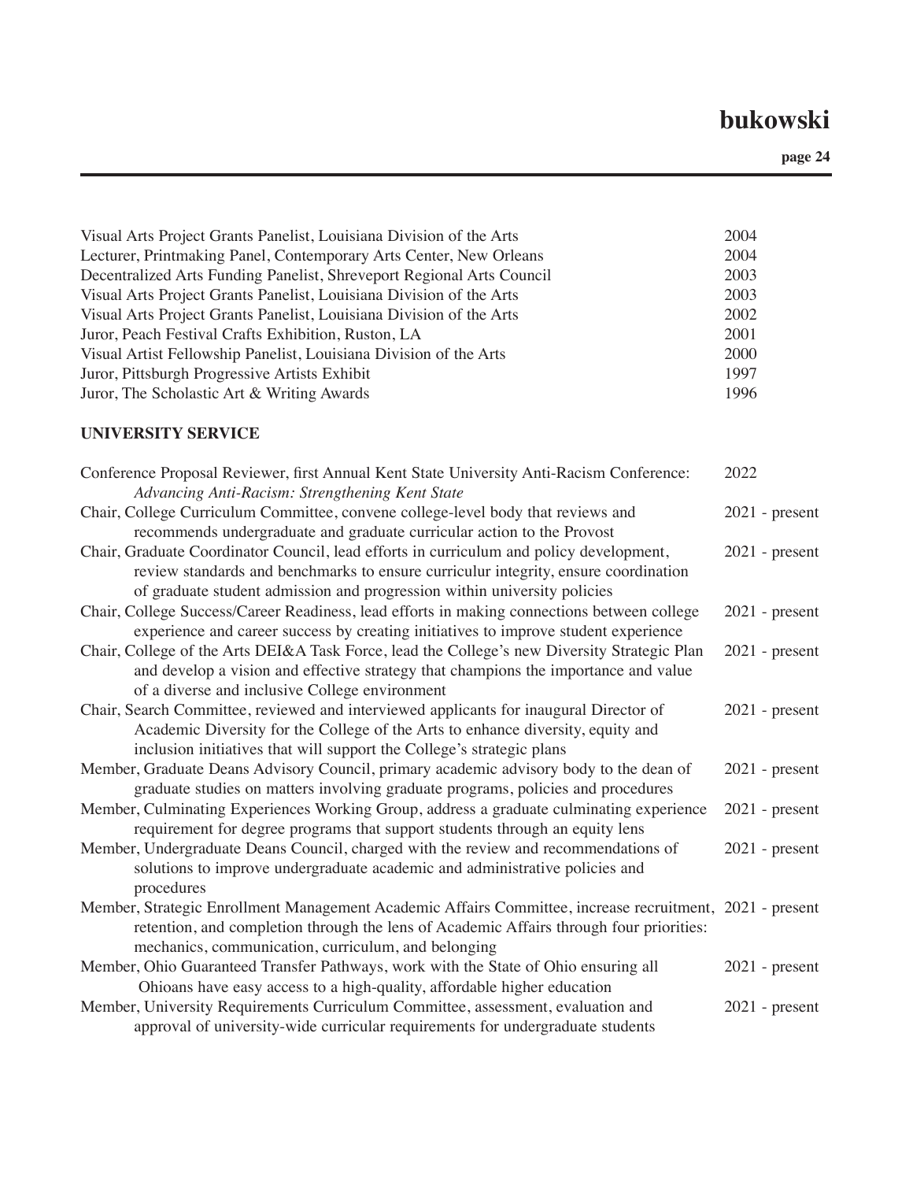Visual Arts Project Grants Panelist, Louisiana Division of the Arts 2004
Lecturer, Printmaking Panel, Contemporary Arts Center, New Orleans 2004
Decentralized Arts Funding Panelist, Shreveport Regional Arts Council 2003
Visual Arts Project Grants Panelist, Louisiana Division of the Arts 2003
Visual Arts Project Grants Panelist, Louisiana Division of the Arts 2002
Juror, Peach Festival Crafts Exhibition, Ruston, LA 2001
Visual Artist Fellowship Panelist, Louisiana Division of the Arts 2000
Juror, Pittsburgh Progressive Artists Exhibit 1997
Juror, The Scholastic Art & Writing Awards 1996

**UNIVERSITY SERVICE**

Conference Proposal Reviewer, first Annual Kent State University Anti-Racism Conference: *Advancing Anti-Racism: Strengthening Kent State* 2022

Chair, College Curriculum Committee, convene college-level body that reviews and recommends undergraduate and graduate curricular action to the Provost 2021 - present

Chair, Graduate Coordinator Council, lead efforts in curriculum and policy development, review standards and benchmarks to ensure curriculur integrity, ensure coordination of graduate student admission and progression within university policies 2021 - present

Chair, College Success/Career Readiness, lead efforts in making connections between college experience and career success by creating initiatives to improve student experience 2021 - present

Chair, College of the Arts DEI&A Task Force, lead the College's new Diversity Strategic Plan and develop a vision and effective strategy that champions the importance and value of a diverse and inclusive College environment 2021 - present

Chair, Search Committee, reviewed and interviewed applicants for inaugural Director of Academic Diversity for the College of the Arts to enhance diversity, equity and inclusion initiatives that will support the College's strategic plans 2021 - present

Member, Graduate Deans Advisory Council, primary academic advisory body to the dean of graduate studies on matters involving graduate programs, policies and procedures 2021 - present

Member, Culminating Experiences Working Group, address a graduate culminating experience requirement for degree programs that support students through an equity lens 2021 - present

Member, Undergraduate Deans Council, charged with the review and recommendations of solutions to improve undergraduate academic and administrative policies and procedures 2021 - present

Member, Strategic Enrollment Management Academic Affairs Committee, increase recruitment, retention, and completion through the lens of Academic Affairs through four priorities: mechanics, communication, curriculum, and belonging 2021 - present

Member, Ohio Guaranteed Transfer Pathways, work with the State of Ohio ensuring all Ohioans have easy access to a high-quality, affordable higher education 2021 - present

Member, University Requirements Curriculum Committee, assessment, evaluation and approval of university-wide curricular requirements for undergraduate students 2021 - present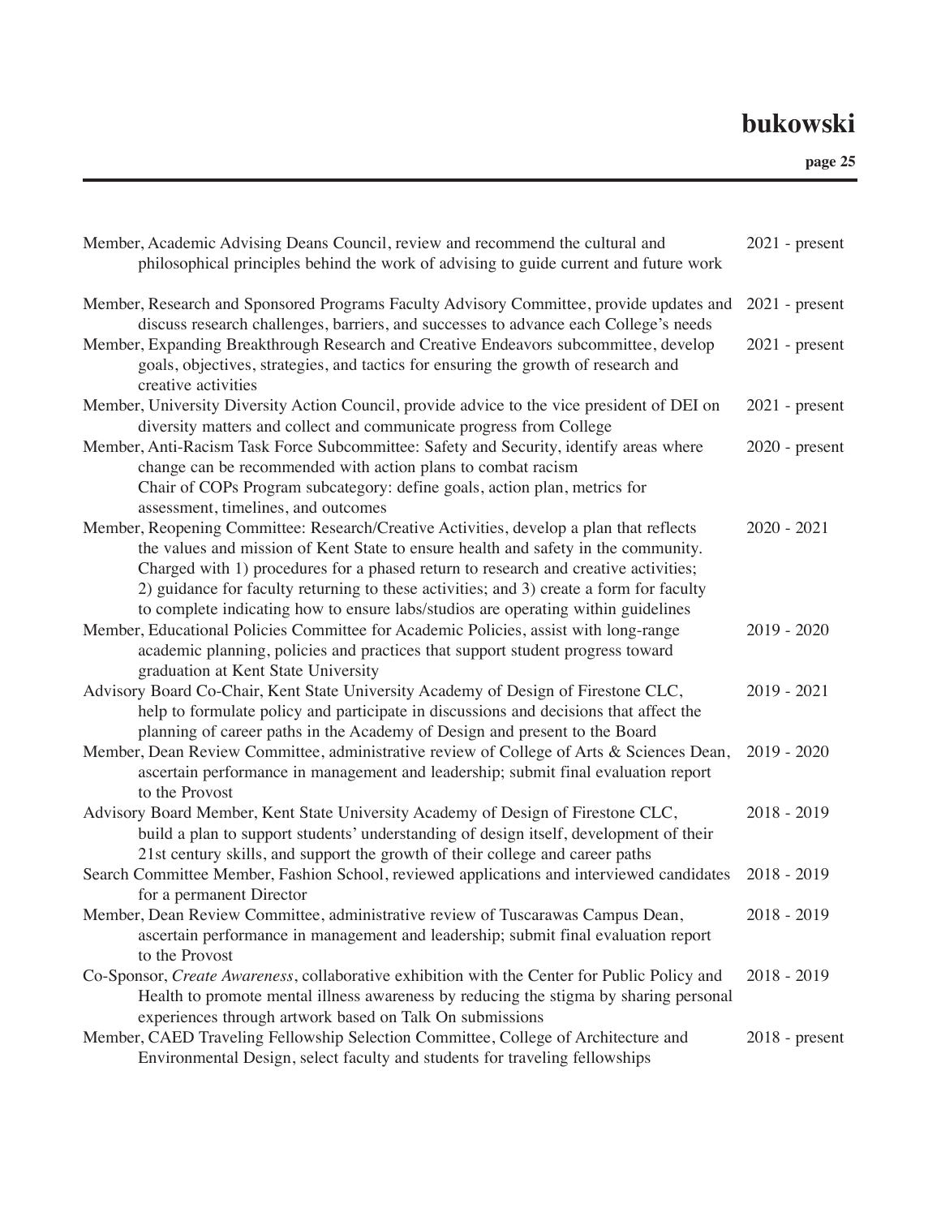Member, Academic Advising Deans Council, review and recommend the cultural and philosophical principles behind the work of advising to guide current and future work — 2021 - present

Member, Research and Sponsored Programs Faculty Advisory Committee, provide updates and discuss research challenges, barriers, and successes to advance each College's needs — 2021 - present

Member, Expanding Breakthrough Research and Creative Endeavors subcommittee, develop goals, objectives, strategies, and tactics for ensuring the growth of research and creative activities — 2021 - present

Member, University Diversity Action Council, provide advice to the vice president of DEI on diversity matters and collect and communicate progress from College — 2021 - present

Member, Anti-Racism Task Force Subcommittee: Safety and Security, identify areas where change can be recommended with action plans to combat racism — 2020 - present
Chair of COPs Program subcategory: define goals, action plan, metrics for assessment, timelines, and outcomes

Member, Reopening Committee: Research/Creative Activities, develop a plan that reflects the values and mission of Kent State to ensure health and safety in the community. Charged with 1) procedures for a phased return to research and creative activities; 2) guidance for faculty returning to these activities; and 3) create a form for faculty to complete indicating how to ensure labs/studios are operating within guidelines — 2020 - 2021

Member, Educational Policies Committee for Academic Policies, assist with long-range academic planning, policies and practices that support student progress toward graduation at Kent State University — 2019 - 2020

Advisory Board Co-Chair, Kent State University Academy of Design of Firestone CLC, help to formulate policy and participate in discussions and decisions that affect the planning of career paths in the Academy of Design and present to the Board — 2019 - 2021

Member, Dean Review Committee, administrative review of College of Arts & Sciences Dean, ascertain performance in management and leadership; submit final evaluation report to the Provost — 2019 - 2020

Advisory Board Member, Kent State University Academy of Design of Firestone CLC, build a plan to support students' understanding of design itself, development of their 21st century skills, and support the growth of their college and career paths — 2018 - 2019

Search Committee Member, Fashion School, reviewed applications and interviewed candidates for a permanent Director — 2018 - 2019

Member, Dean Review Committee, administrative review of Tuscarawas Campus Dean, ascertain performance in management and leadership; submit final evaluation report to the Provost — 2018 - 2019

Co-Sponsor, *Create Awareness*, collaborative exhibition with the Center for Public Policy and Health to promote mental illness awareness by reducing the stigma by sharing personal experiences through artwork based on Talk On submissions — 2018 - 2019

Member, CAED Traveling Fellowship Selection Committee, College of Architecture and Environmental Design, select faculty and students for traveling fellowships — 2018 - present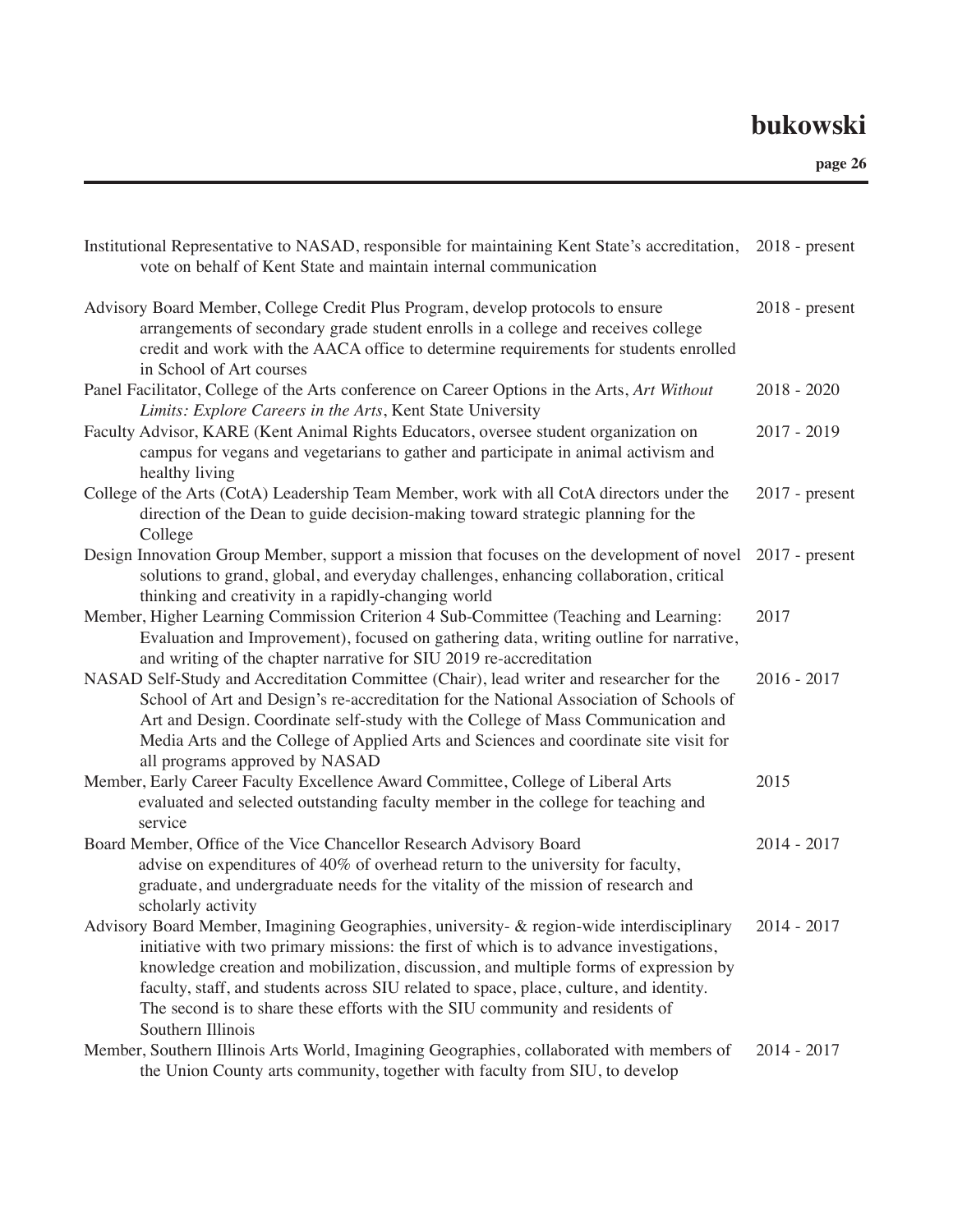| | |
|---|---|
| Institutional Representative to NASAD, responsible for maintaining Kent State's accreditation, vote on behalf of Kent State and maintain internal communication | 2018 - present |
| Advisory Board Member, College Credit Plus Program, develop protocols to ensure arrangements of secondary grade student enrolls in a college and receives college credit and work with the AACA office to determine requirements for students enrolled in School of Art courses | 2018 - present |
| Panel Facilitator, College of the Arts conference on Career Options in the Arts, *Art Without Limits: Explore Careers in the Arts*, Kent State University | 2018 - 2020 |
| Faculty Advisor, KARE (Kent Animal Rights Educators, oversee student organization on campus for vegans and vegetarians to gather and participate in animal activism and healthy living | 2017 - 2019 |
| College of the Arts (CotA) Leadership Team Member, work with all CotA directors under the direction of the Dean to guide decision-making toward strategic planning for the College | 2017 - present |
| Design Innovation Group Member, support a mission that focuses on the development of novel solutions to grand, global, and everyday challenges, enhancing collaboration, critical thinking and creativity in a rapidly-changing world | 2017 - present |
| Member, Higher Learning Commission Criterion 4 Sub-Committee (Teaching and Learning: Evaluation and Improvement), focused on gathering data, writing outline for narrative, and writing of the chapter narrative for SIU 2019 re-accreditation | 2017 |
| NASAD Self-Study and Accreditation Committee (Chair), lead writer and researcher for the School of Art and Design's re-accreditation for the National Association of Schools of Art and Design. Coordinate self-study with the College of Mass Communication and Media Arts and the College of Applied Arts and Sciences and coordinate site visit for all programs approved by NASAD | 2016 - 2017 |
| Member, Early Career Faculty Excellence Award Committee, College of Liberal Arts evaluated and selected outstanding faculty member in the college for teaching and service | 2015 |
| Board Member, Office of the Vice Chancellor Research Advisory Board advise on expenditures of 40% of overhead return to the university for faculty, graduate, and undergraduate needs for the vitality of the mission of research and scholarly activity | 2014 - 2017 |
| Advisory Board Member, Imagining Geographies, university- & region-wide interdisciplinary initiative with two primary missions: the first of which is to advance investigations, knowledge creation and mobilization, discussion, and multiple forms of expression by faculty, staff, and students across SIU related to space, place, culture, and identity. The second is to share these efforts with the SIU community and residents of Southern Illinois | 2014 - 2017 |
| Member, Southern Illinois Arts World, Imagining Geographies, collaborated with members of the Union County arts community, together with faculty from SIU, to develop | 2014 - 2017 |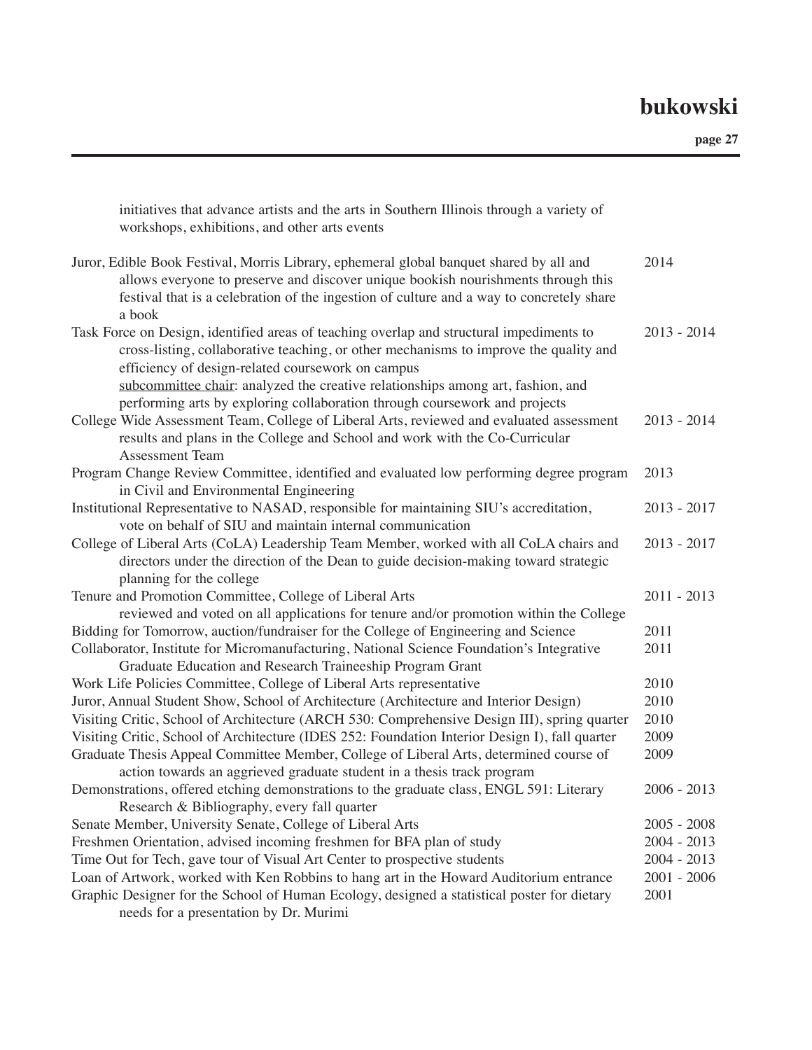initiatives that advance artists and the arts in Southern Illinois through a variety of workshops, exhibitions, and other arts events

| | |
|---|---|
| Juror, Edible Book Festival, Morris Library, ephemeral global banquet shared by all and allows everyone to preserve and discover unique bookish nourishments through this festival that is a celebration of the ingestion of culture and a way to concretely share a book | 2014 |
| Task Force on Design, identified areas of teaching overlap and structural impediments to cross-listing, collaborative teaching, or other mechanisms to improve the quality and efficiency of design-related coursework on campus<br><u>subcommittee chair</u>: analyzed the creative relationships among art, fashion, and performing arts by exploring collaboration through coursework and projects | 2013 - 2014 |
| College Wide Assessment Team, College of Liberal Arts, reviewed and evaluated assessment results and plans in the College and School and work with the Co-Curricular Assessment Team | 2013 - 2014 |
| Program Change Review Committee, identified and evaluated low performing degree program in Civil and Environmental Engineering | 2013 |
| Institutional Representative to NASAD, responsible for maintaining SIU's accreditation, vote on behalf of SIU and maintain internal communication | 2013 - 2017 |
| College of Liberal Arts (CoLA) Leadership Team Member, worked with all CoLA chairs and directors under the direction of the Dean to guide decision-making toward strategic planning for the college | 2013 - 2017 |
| Tenure and Promotion Committee, College of Liberal Arts<br>reviewed and voted on all applications for tenure and/or promotion within the College | 2011 - 2013 |
| Bidding for Tomorrow, auction/fundraiser for the College of Engineering and Science | 2011 |
| Collaborator, Institute for Micromanufacturing, National Science Foundation's Integrative Graduate Education and Research Traineeship Program Grant | 2011 |
| Work Life Policies Committee, College of Liberal Arts representative | 2010 |
| Juror, Annual Student Show, School of Architecture (Architecture and Interior Design) | 2010 |
| Visiting Critic, School of Architecture (ARCH 530: Comprehensive Design III), spring quarter | 2010 |
| Visiting Critic, School of Architecture (IDES 252: Foundation Interior Design I), fall quarter | 2009 |
| Graduate Thesis Appeal Committee Member, College of Liberal Arts, determined course of action towards an aggrieved graduate student in a thesis track program | 2009 |
| Demonstrations, offered etching demonstrations to the graduate class, ENGL 591: Literary Research & Bibliography, every fall quarter | 2006 - 2013 |
| Senate Member, University Senate, College of Liberal Arts | 2005 - 2008 |
| Freshmen Orientation, advised incoming freshmen for BFA plan of study | 2004 - 2013 |
| Time Out for Tech, gave tour of Visual Art Center to prospective students | 2004 - 2013 |
| Loan of Artwork, worked with Ken Robbins to hang art in the Howard Auditorium entrance | 2001 - 2006 |
| Graphic Designer for the School of Human Ecology, designed a statistical poster for dietary needs for a presentation by Dr. Murimi | 2001 |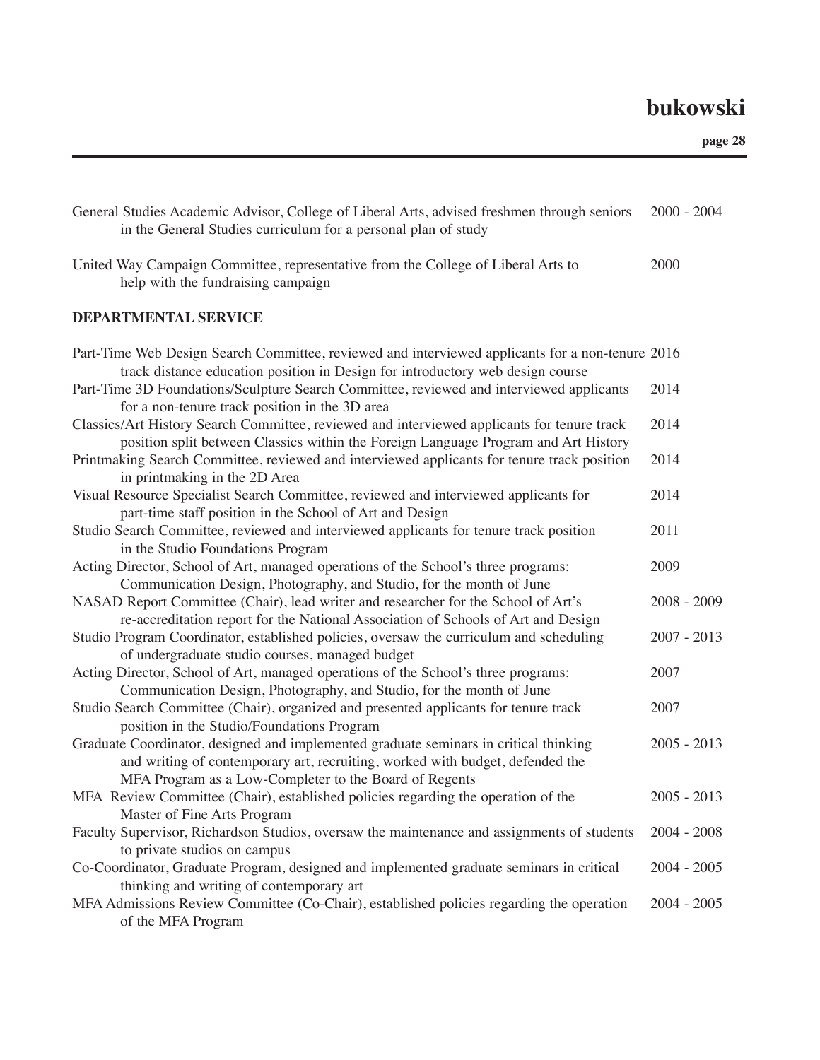General Studies Academic Advisor, College of Liberal Arts, advised freshmen through seniors in the General Studies curriculum for a personal plan of study — 2000 - 2004

United Way Campaign Committee, representative from the College of Liberal Arts to help with the fundraising campaign — 2000

**DEPARTMENTAL SERVICE**

Part-Time Web Design Search Committee, reviewed and interviewed applicants for a non-tenure track distance education position in Design for introductory web design course — 2016

Part-Time 3D Foundations/Sculpture Search Committee, reviewed and interviewed applicants for a non-tenure track position in the 3D area — 2014

Classics/Art History Search Committee, reviewed and interviewed applicants for tenure track position split between Classics within the Foreign Language Program and Art History — 2014

Printmaking Search Committee, reviewed and interviewed applicants for tenure track position in printmaking in the 2D Area — 2014

Visual Resource Specialist Search Committee, reviewed and interviewed applicants for part-time staff position in the School of Art and Design — 2014

Studio Search Committee, reviewed and interviewed applicants for tenure track position in the Studio Foundations Program — 2011

Acting Director, School of Art, managed operations of the School's three programs: Communication Design, Photography, and Studio, for the month of June — 2009

NASAD Report Committee (Chair), lead writer and researcher for the School of Art's re-accreditation report for the National Association of Schools of Art and Design — 2008 - 2009

Studio Program Coordinator, established policies, oversaw the curriculum and scheduling of undergraduate studio courses, managed budget — 2007 - 2013

Acting Director, School of Art, managed operations of the School's three programs: Communication Design, Photography, and Studio, for the month of June — 2007

Studio Search Committee (Chair), organized and presented applicants for tenure track position in the Studio/Foundations Program — 2007

Graduate Coordinator, designed and implemented graduate seminars in critical thinking and writing of contemporary art, recruiting, worked with budget, defended the MFA Program as a Low-Completer to the Board of Regents — 2005 - 2013

MFA Review Committee (Chair), established policies regarding the operation of the Master of Fine Arts Program — 2005 - 2013

Faculty Supervisor, Richardson Studios, oversaw the maintenance and assignments of students to private studios on campus — 2004 - 2008

Co-Coordinator, Graduate Program, designed and implemented graduate seminars in critical thinking and writing of contemporary art — 2004 - 2005

MFA Admissions Review Committee (Co-Chair), established policies regarding the operation of the MFA Program — 2004 - 2005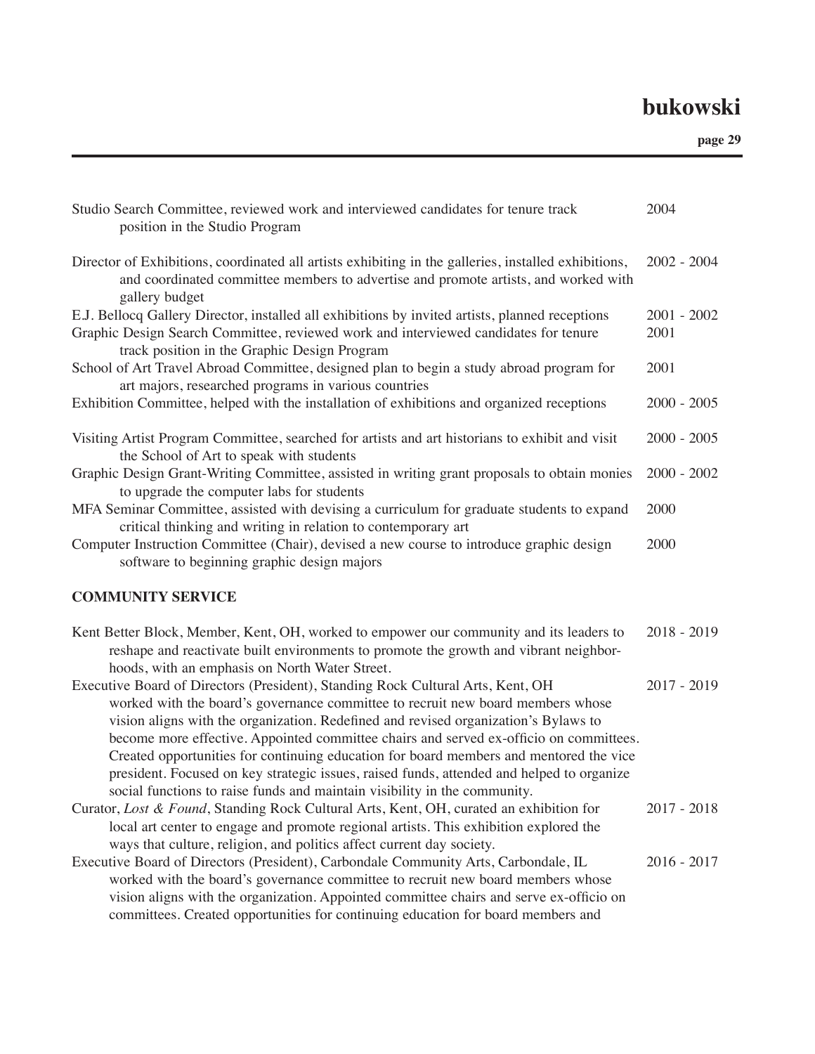Studio Search Committee, reviewed work and interviewed candidates for tenure track position in the Studio Program — 2004

Director of Exhibitions, coordinated all artists exhibiting in the galleries, installed exhibitions, and coordinated committee members to advertise and promote artists, and worked with gallery budget — 2002 - 2004

E.J. Bellocq Gallery Director, installed all exhibitions by invited artists, planned receptions — 2001 - 2002

Graphic Design Search Committee, reviewed work and interviewed candidates for tenure track position in the Graphic Design Program — 2001

School of Art Travel Abroad Committee, designed plan to begin a study abroad program for art majors, researched programs in various countries — 2001

Exhibition Committee, helped with the installation of exhibitions and organized receptions — 2000 - 2005

Visiting Artist Program Committee, searched for artists and art historians to exhibit and visit the School of Art to speak with students — 2000 - 2005

Graphic Design Grant-Writing Committee, assisted in writing grant proposals to obtain monies to upgrade the computer labs for students — 2000 - 2002

MFA Seminar Committee, assisted with devising a curriculum for graduate students to expand critical thinking and writing in relation to contemporary art — 2000

Computer Instruction Committee (Chair), devised a new course to introduce graphic design software to beginning graphic design majors — 2000

**COMMUNITY SERVICE**

Kent Better Block, Member, Kent, OH, worked to empower our community and its leaders to reshape and reactivate built environments to promote the growth and vibrant neighborhoods, with an emphasis on North Water Street. — 2018 - 2019

Executive Board of Directors (President), Standing Rock Cultural Arts, Kent, OH worked with the board's governance committee to recruit new board members whose vision aligns with the organization. Redefined and revised organization's Bylaws to become more effective. Appointed committee chairs and served ex-officio on committees. Created opportunities for continuing education for board members and mentored the vice president. Focused on key strategic issues, raised funds, attended and helped to organize social functions to raise funds and maintain visibility in the community. — 2017 - 2019

Curator, *Lost & Found*, Standing Rock Cultural Arts, Kent, OH, curated an exhibition for local art center to engage and promote regional artists. This exhibition explored the ways that culture, religion, and politics affect current day society. — 2017 - 2018

Executive Board of Directors (President), Carbondale Community Arts, Carbondale, IL worked with the board's governance committee to recruit new board members whose vision aligns with the organization. Appointed committee chairs and serve ex-officio on committees. Created opportunities for continuing education for board members and — 2016 - 2017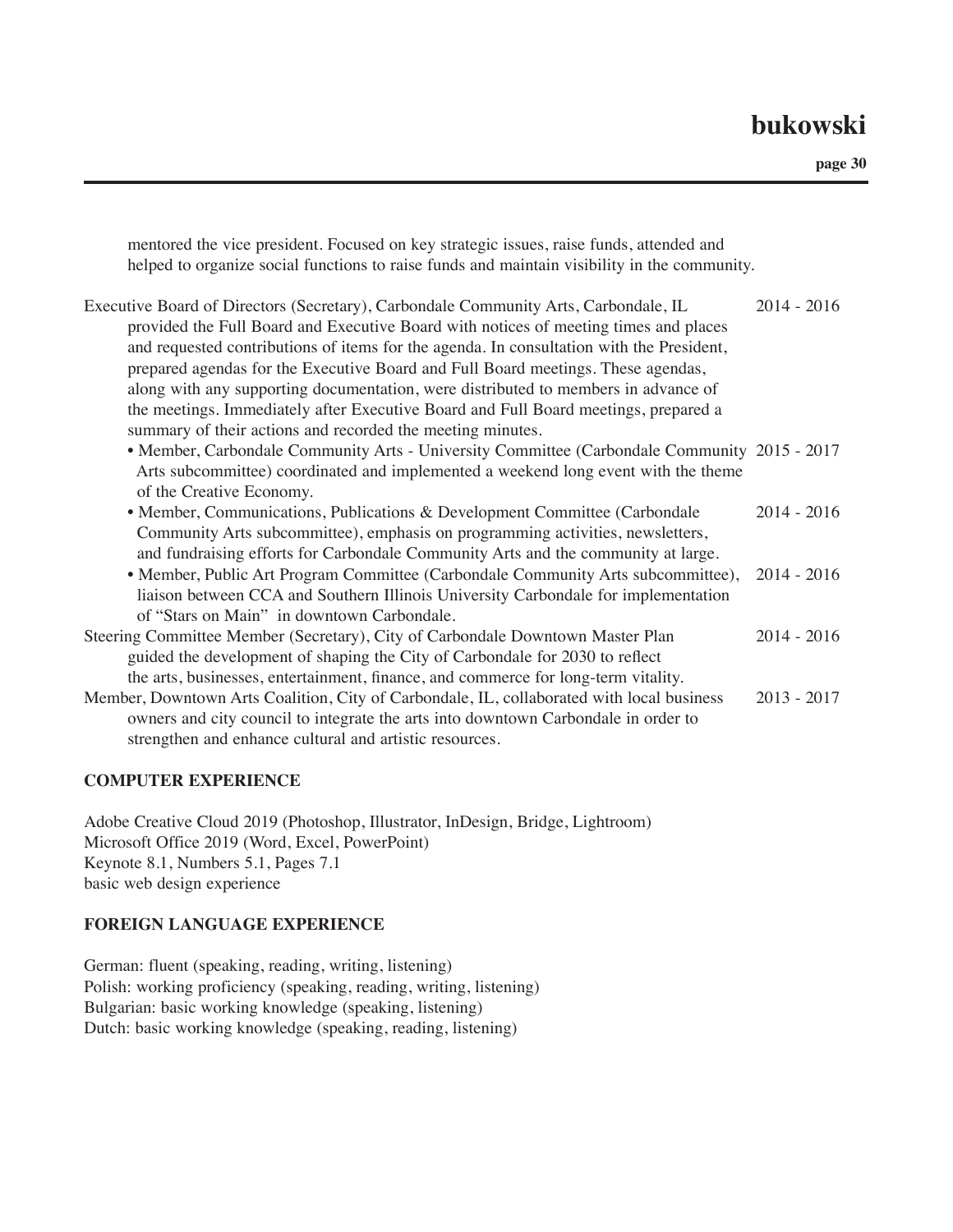mentored the vice president. Focused on key strategic issues, raise funds, attended and helped to organize social functions to raise funds and maintain visibility in the community.

Executive Board of Directors (Secretary), Carbondale Community Arts, Carbondale, IL — 2014 - 2016
provided the Full Board and Executive Board with notices of meeting times and places and requested contributions of items for the agenda. In consultation with the President, prepared agendas for the Executive Board and Full Board meetings. These agendas, along with any supporting documentation, were distributed to members in advance of the meetings. Immediately after Executive Board and Full Board meetings, prepared a summary of their actions and recorded the meeting minutes.

- Member, Carbondale Community Arts - University Committee (Carbondale Community Arts subcommittee) coordinated and implemented a weekend long event with the theme of the Creative Economy. — 2015 - 2017
- Member, Communications, Publications & Development Committee (Carbondale Community Arts subcommittee), emphasis on programming activities, newsletters, and fundraising efforts for Carbondale Community Arts and the community at large. — 2014 - 2016
- Member, Public Art Program Committee (Carbondale Community Arts subcommittee), liaison between CCA and Southern Illinois University Carbondale for implementation of "Stars on Main" in downtown Carbondale. — 2014 - 2016

Steering Committee Member (Secretary), City of Carbondale Downtown Master Plan — 2014 - 2016
guided the development of shaping the City of Carbondale for 2030 to reflect the arts, businesses, entertainment, finance, and commerce for long-term vitality.

Member, Downtown Arts Coalition, City of Carbondale, IL, collaborated with local business owners and city council to integrate the arts into downtown Carbondale in order to strengthen and enhance cultural and artistic resources. — 2013 - 2017

## COMPUTER EXPERIENCE

Adobe Creative Cloud 2019 (Photoshop, Illustrator, InDesign, Bridge, Lightroom)
Microsoft Office 2019 (Word, Excel, PowerPoint)
Keynote 8.1, Numbers 5.1, Pages 7.1
basic web design experience

## FOREIGN LANGUAGE EXPERIENCE

German: fluent (speaking, reading, writing, listening)
Polish: working proficiency (speaking, reading, writing, listening)
Bulgarian: basic working knowledge (speaking, listening)
Dutch: basic working knowledge (speaking, reading, listening)